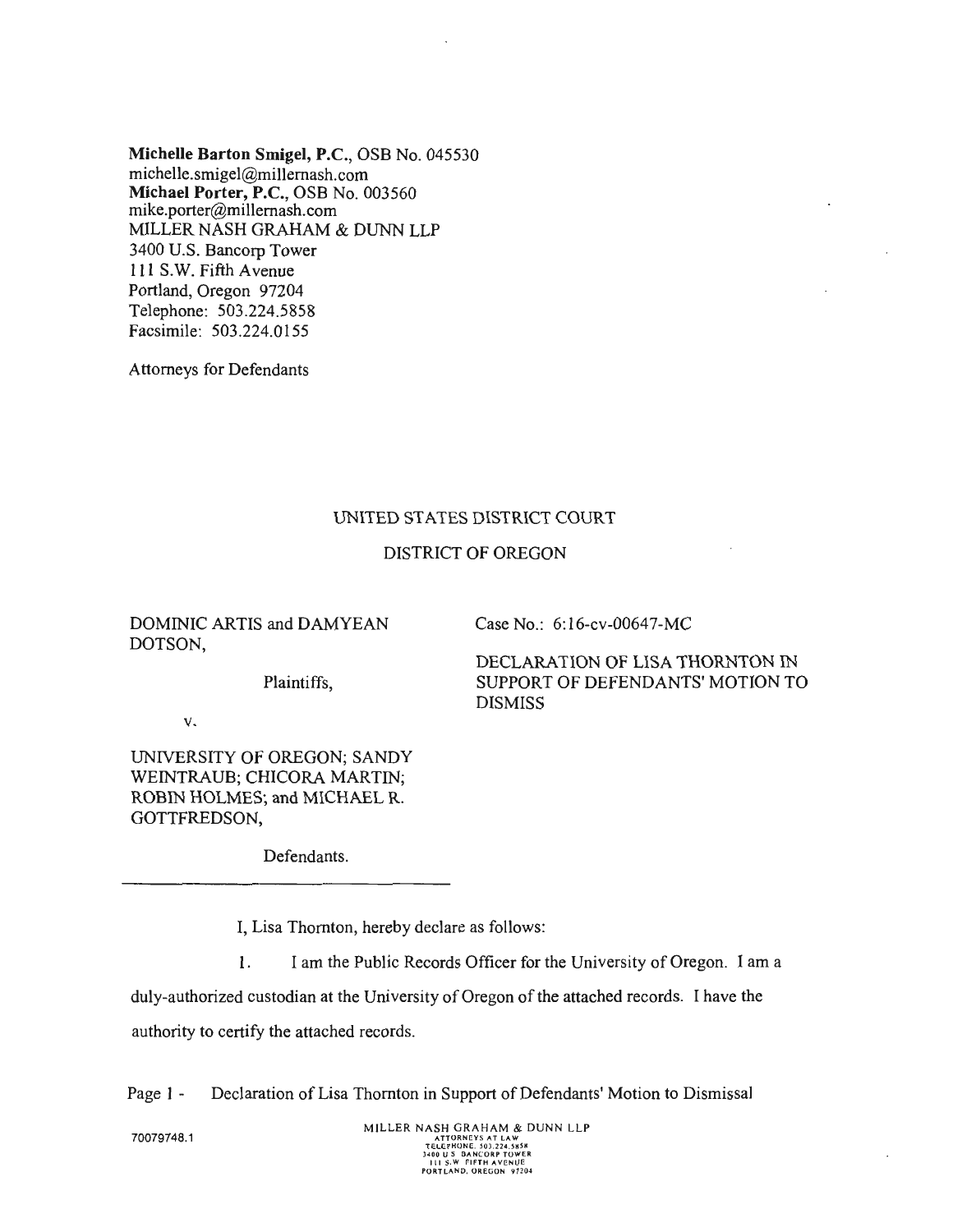**Michelle Barton Smigel, P.C.**, OSB No. 045530
michelle.smigel@millernash.com
**Michael Porter, P.C.**, OSB No. 003560
mike.porter@millernash.com
MILLER NASH GRAHAM & DUNN LLP
3400 U.S. Bancorp Tower
111 S.W. Fifth Avenue
Portland, Oregon 97204
Telephone: 503.224.5858
Facsimile: 503.224.0155

Attorneys for Defendants

UNITED STATES DISTRICT COURT

DISTRICT OF OREGON

DOMINIC ARTIS and DAMYEAN DOTSON,

Plaintiffs,

v.

UNIVERSITY OF OREGON; SANDY WEINTRAUB; CHICORA MARTIN; ROBIN HOLMES; and MICHAEL R. GOTTFREDSON,

Defendants.

Case No.: 6:16-cv-00647-MC

DECLARATION OF LISA THORNTON IN SUPPORT OF DEFENDANTS' MOTION TO DISMISS

I, Lisa Thornton, hereby declare as follows:

1. I am the Public Records Officer for the University of Oregon. I am a duly-authorized custodian at the University of Oregon of the attached records. I have the authority to certify the attached records.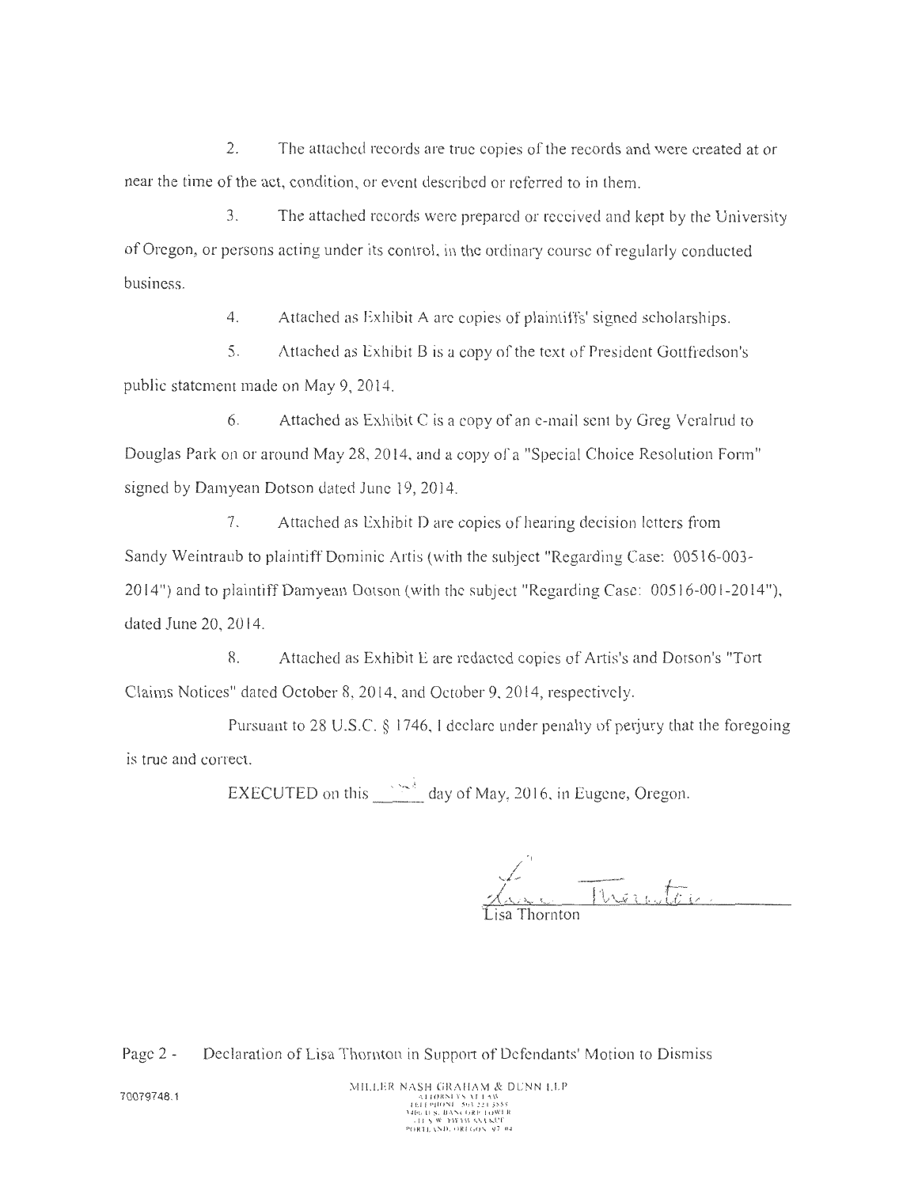2. The attached records are true copies of the records and were created at or near the time of the act, condition, or event described or referred to in them.

3. The attached records were prepared or received and kept by the University of Oregon, or persons acting under its control, in the ordinary course of regularly conducted business.

4. Attached as Exhibit A are copies of plaintiffs' signed scholarships.

5. Attached as Exhibit B is a copy of the text of President Gottfredson's public statement made on May 9, 2014.

6. Attached as Exhibit C is a copy of an e-mail sent by Greg Veralrud to Douglas Park on or around May 28, 2014, and a copy of a "Special Choice Resolution Form" signed by Damyean Dotson dated June 19, 2014.

7. Attached as Exhibit D are copies of hearing decision letters from Sandy Weintraub to plaintiff Dominic Artis (with the subject "Regarding Case: 00516-003-2014") and to plaintiff Damyean Dotson (with the subject "Regarding Case: 00516-001-2014"), dated June 20, 2014.

8. Attached as Exhibit E are redacted copies of Artis's and Dotson's "Tort Claims Notices" dated October 8, 2014, and October 9, 2014, respectively.

Pursuant to 28 U.S.C. § 1746, I declare under penalty of perjury that the foregoing is true and correct.

EXECUTED on this \_\_\_\_ day of May, 2016, in Eugene, Oregon.

Lisa Thornton

Page 2 - Declaration of Lisa Thornton in Support of Defendants' Motion to Dismiss

70079748.1

MILLER NASH GRAHAM & DUNN LLP
ATTORNEYS AT LAW
TELEPHONE 503.224.5858
3400 U.S. BANCORP TOWER
111 S.W. FIFTH AVENUE
PORTLAND, OREGON 97204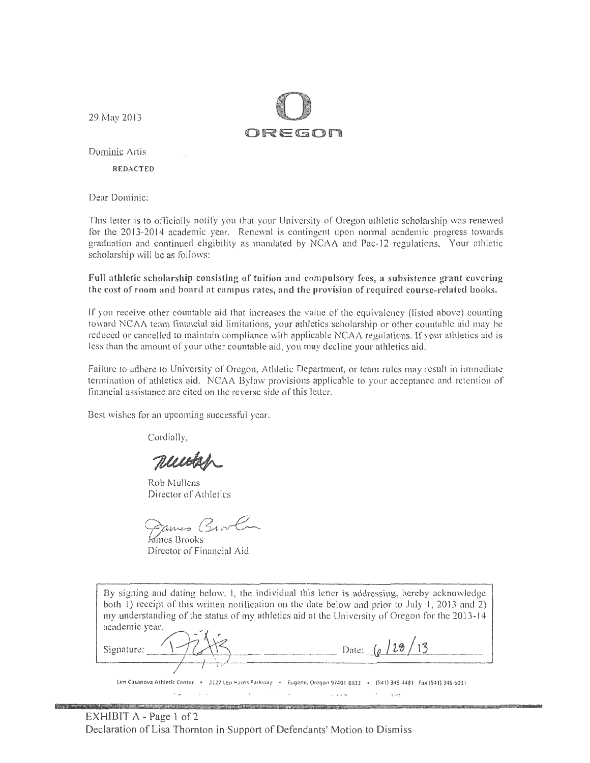29 May 2013

OREGON

Dominic Artis

REDACTED

Dear Dominic:

This letter is to officially notify you that your University of Oregon athletic scholarship was renewed for the 2013-2014 academic year. Renewal is contingent upon normal academic progress towards graduation and continued eligibility as mandated by NCAA and Pac-12 regulations. Your athletic scholarship will be as follows:

**Full athletic scholarship consisting of tuition and compulsory fees, a subsistence grant covering the cost of room and board at campus rates, and the provision of required course-related books.**

If you receive other countable aid that increases the value of the equivalency (listed above) counting toward NCAA team financial aid limitations, your athletics scholarship or other countable aid may be reduced or cancelled to maintain compliance with applicable NCAA regulations. If your athletics aid is less than the amount of your other countable aid, you may decline your athletics aid.

Failure to adhere to University of Oregon, Athletic Department, or team rules may result in immediate termination of athletics aid. NCAA Bylaw provisions applicable to your acceptance and retention of financial assistance are cited on the reverse side of this letter.

Best wishes for an upcoming successful year.

Cordially,

Rob Mullens
Director of Athletics

James Brooks
Director of Financial Aid

By signing and dating below, I, the individual this letter is addressing, hereby acknowledge both 1) receipt of this written notification on the date below and prior to July 1, 2013 and 2) my understanding of the status of my athletics aid at the University of Oregon for the 2013-14 academic year.

Signature: ______________________ Date: 6/28/13

Len Casanova Athletic Center • 2727 Leo Harris Parkway • Eugene, Oregon 97401 8833 • (541) 346-4481 Fax (541) 346-5031

EXHIBIT A - Page 1 of 2
Declaration of Lisa Thornton in Support of Defendants' Motion to Dismiss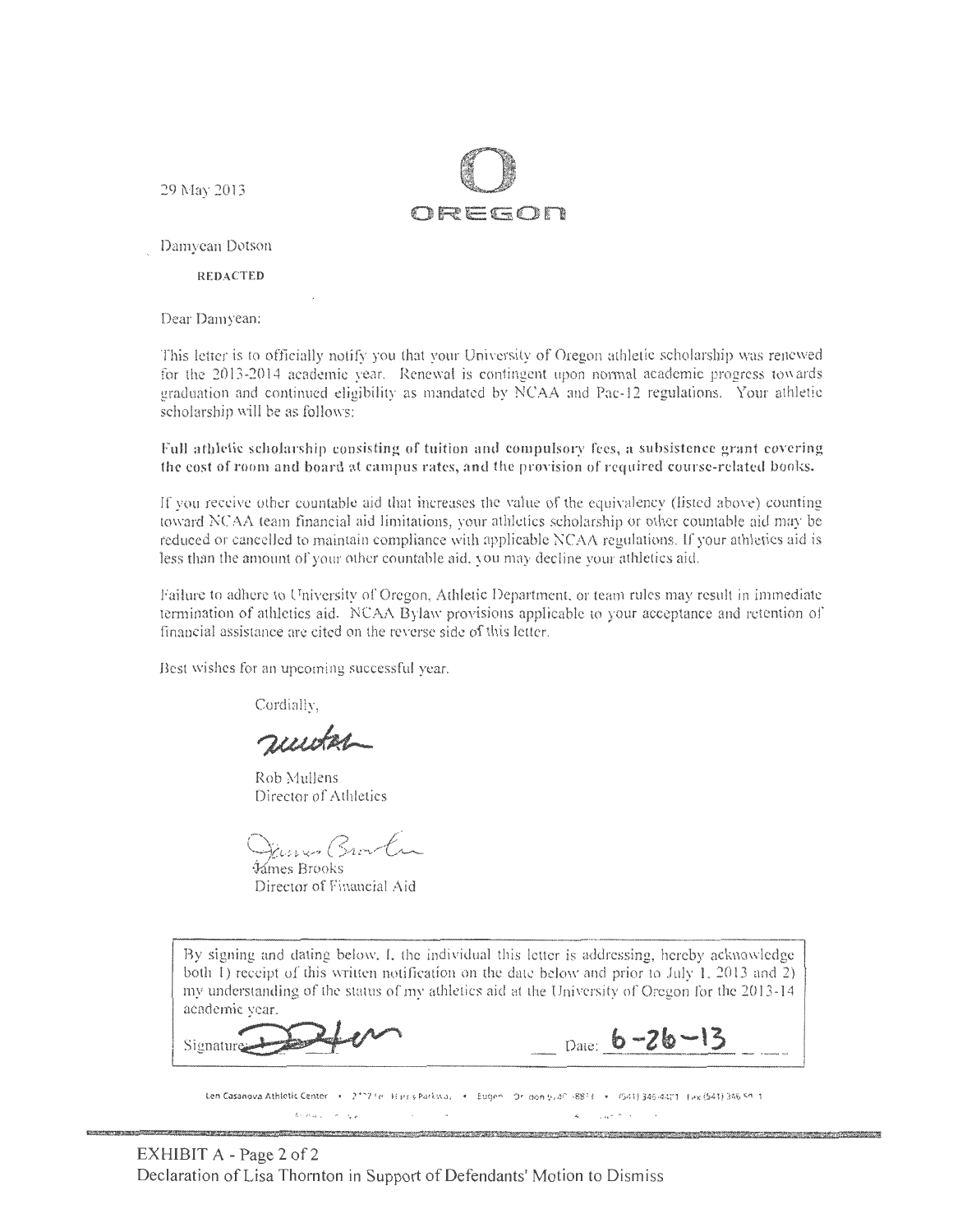29 May 2013

OREGON

Damyean Dotson

REDACTED

Dear Damyean:

This letter is to officially notify you that your University of Oregon athletic scholarship was renewed for the 2013-2014 academic year. Renewal is contingent upon normal academic progress towards graduation and continued eligibility as mandated by NCAA and Pac-12 regulations. Your athletic scholarship will be as follows:

**Full athletic scholarship consisting of tuition and compulsory fees, a subsistence grant covering the cost of room and board at campus rates, and the provision of required course-related books.**

If you receive other countable aid that increases the value of the equivalency (listed above) counting toward NCAA team financial aid limitations, your athletics scholarship or other countable aid may be reduced or cancelled to maintain compliance with applicable NCAA regulations. If your athletics aid is less than the amount of your other countable aid, you may decline your athletics aid.

Failure to adhere to University of Oregon, Athletic Department, or team rules may result in immediate termination of athletics aid. NCAA Bylaw provisions applicable to your acceptance and retention of financial assistance are cited on the reverse side of this letter.

Best wishes for an upcoming successful year.

Cordially,

Rob Mullens
Director of Athletics

James Brooks
Director of Financial Aid

By signing and dating below, I, the individual this letter is addressing, hereby acknowledge both 1) receipt of this written notification on the date below and prior to July 1, 2013 and 2) my understanding of the status of my athletics aid at the University of Oregon for the 2013-14 academic year.

Signature: ________ Date: 6-26-13

Len Casanova Athletic Center • 2727 Leo Harris Parkway • Eugene, Oregon 97401-8871 • (541) 346-4481 Fax (541) 346-5413

EXHIBIT A - Page 2 of 2
Declaration of Lisa Thornton in Support of Defendants' Motion to Dismiss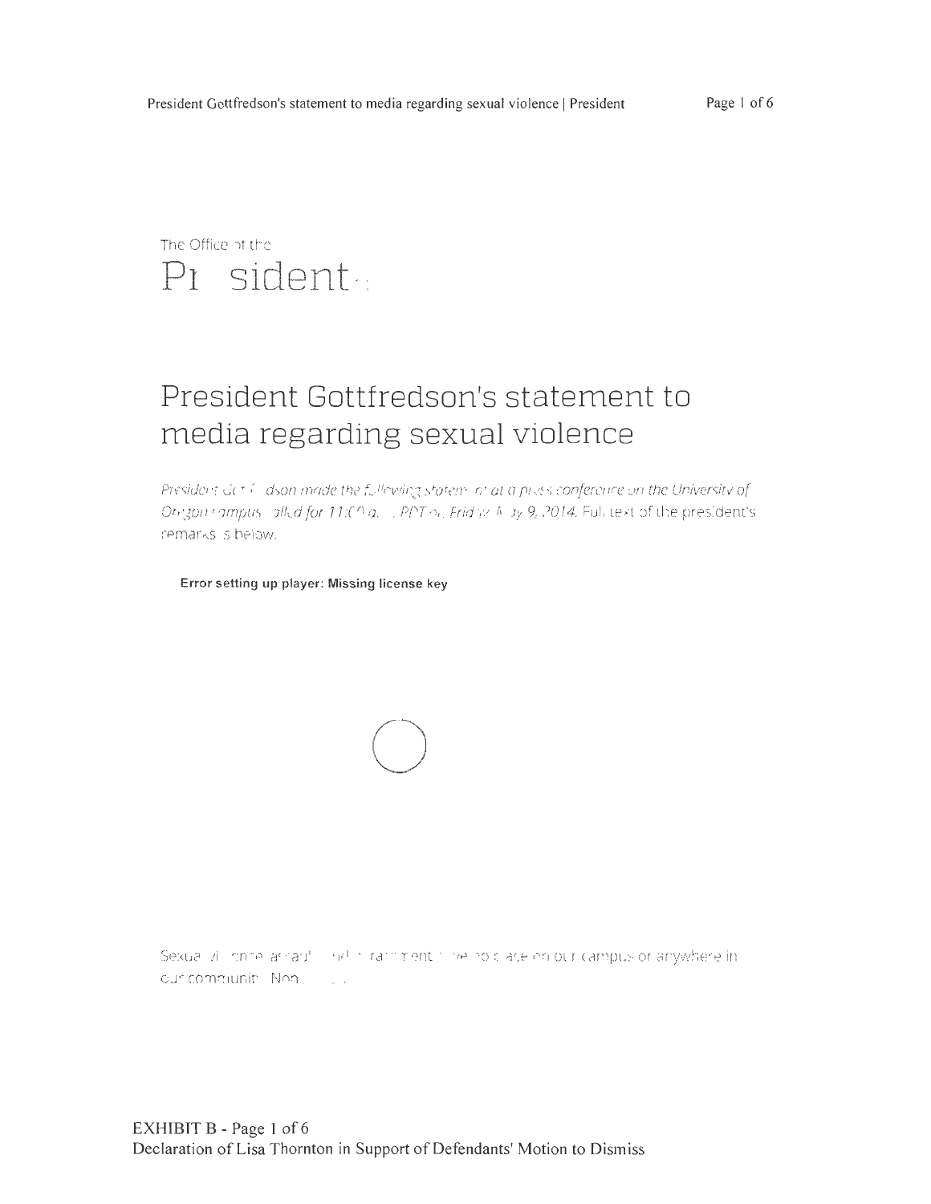The Office of the

# President

## President Gottfredson's statement to media regarding sexual violence

*President Gottfredson made the following statement at a press conference on the University of Oregon campus, called for 11:00 a.m. PDT on Friday, May 9, 2014.* Full text of the president's remarks is below.

**Error setting up player: Missing license key**

Sexual violence, assault and harassment have no place on our campus or anywhere in our community. None.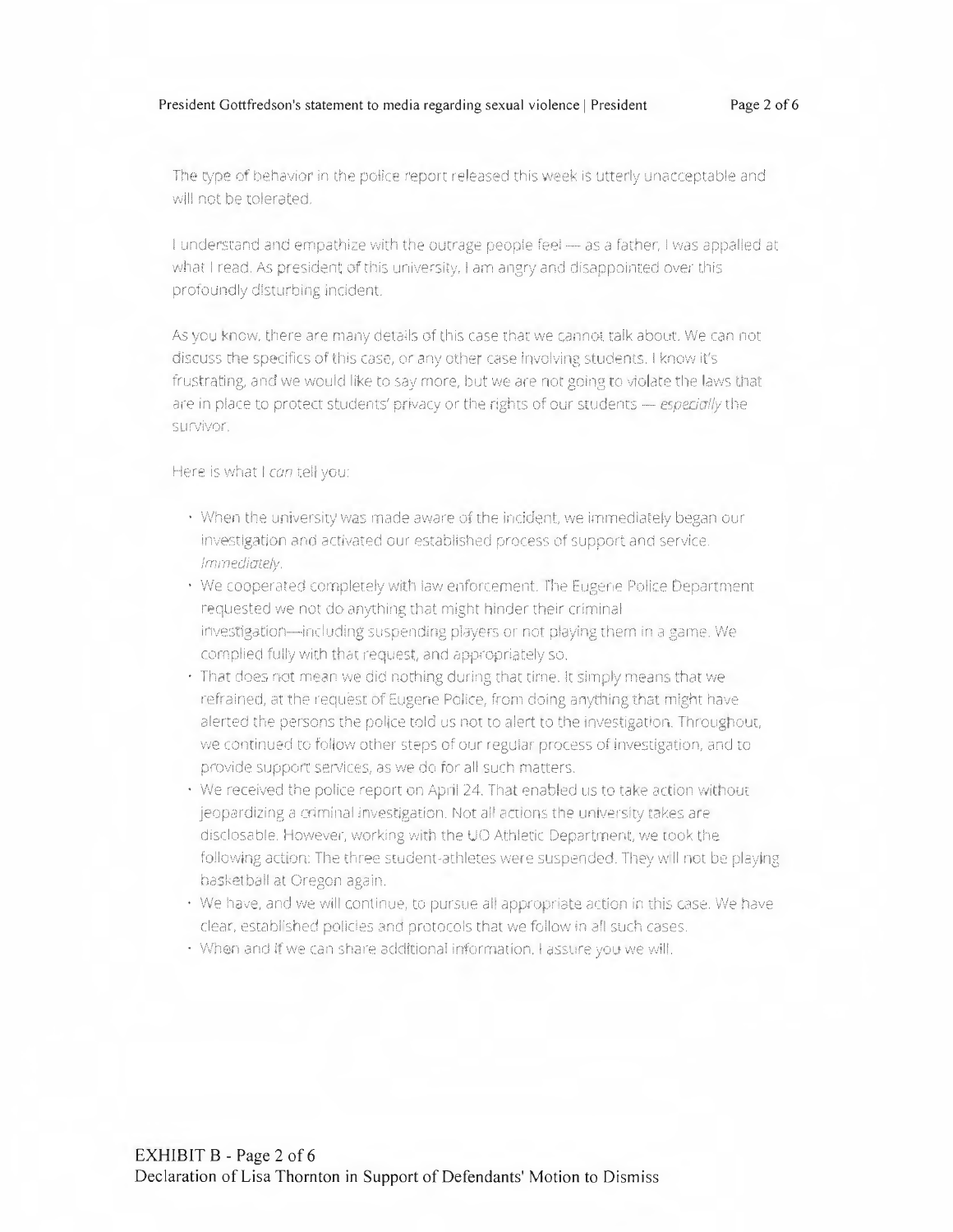The type of behavior in the police report released this week is utterly unacceptable and will not be tolerated.

I understand and empathize with the outrage people feel — as a father, I was appalled at what I read. As president of this university, I am angry and disappointed over this profoundly disturbing incident.

As you know, there are many details of this case that we cannot talk about. We can not discuss the specifics of this case, or any other case involving students. I know it's frustrating, and we would like to say more, but we are not going to violate the laws that are in place to protect students' privacy or the rights of our students — *especially* the survivor.

Here is what I *can* tell you:

- When the university was made aware of the incident, we immediately began our investigation and activated our established process of support and service. *Immediately.*
- We cooperated completely with law enforcement. The Eugene Police Department requested we not do anything that might hinder their criminal investigation—including suspending players or not playing them in a game. We complied fully with that request, and appropriately so.
- That does not mean we did nothing during that time. It simply means that we refrained, at the request of Eugene Police, from doing anything that might have alerted the persons the police told us not to alert to the investigation. Throughout, we continued to follow other steps of our regular process of investigation, and to provide support services, as we do for all such matters.
- We received the police report on April 24. That enabled us to take action without jeopardizing a criminal investigation. Not all actions the university takes are disclosable. However, working with the UO Athletic Department, we took the following action: The three student-athletes were suspended. They will not be playing basketball at Oregon again.
- We have, and we will continue, to pursue all appropriate action in this case. We have clear, established policies and protocols that we follow in all such cases.
- When and if we can share additional information, I assure you we will.

EXHIBIT B - Page 2 of 6
Declaration of Lisa Thornton in Support of Defendants' Motion to Dismiss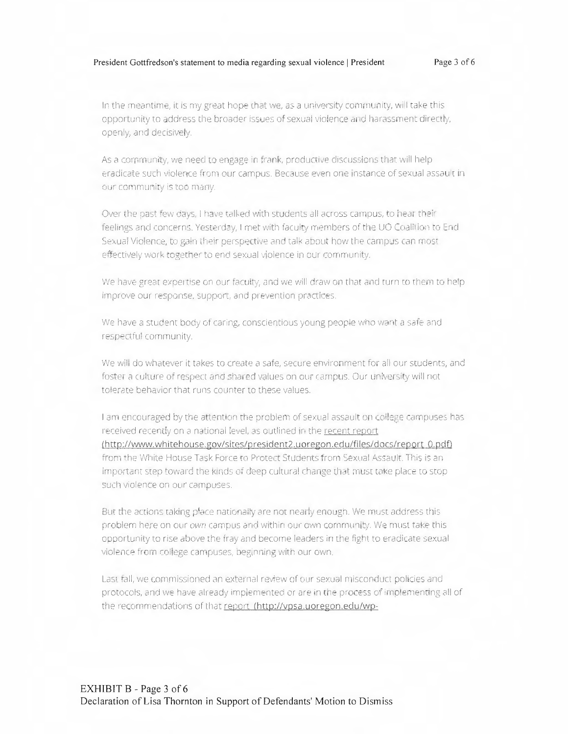In the meantime, it is my great hope that we, as a university community, will take this opportunity to address the broader issues of sexual violence and harassment directly, openly, and decisively.

As a community, we need to engage in frank, productive discussions that will help eradicate such violence from our campus. Because even one instance of sexual assault in our community is too many.

Over the past few days, I have talked with students all across campus, to hear their feelings and concerns. Yesterday, I met with faculty members of the UO Coalition to End Sexual Violence, to gain their perspective and talk about how the campus can most effectively work together to end sexual violence in our community.

We have great expertise on our faculty, and we will draw on that and turn to them to help improve our response, support, and prevention practices.

We have a student body of caring, conscientious young people who want a safe and respectful community.

We will do whatever it takes to create a safe, secure environment for all our students, and foster a culture of respect and shared values on our campus. Our university will not tolerate behavior that runs counter to these values.

I am encouraged by the attention the problem of sexual assault on college campuses has received recently on a national level, as outlined in the recent report (http://www.whitehouse.gov/sites/president2.uoregon.edu/files/docs/report_0.pdf) from the White House Task Force to Protect Students from Sexual Assault. This is an important step toward the kinds of deep cultural change that must take place to stop such violence on our campuses.

But the actions taking place nationally are not nearly enough. We must address this problem here on our *own* campus and within our own community. We must take this opportunity to rise above the fray and become leaders in the fight to eradicate sexual violence from college campuses, beginning with our own.

Last fall, we commissioned an external review of our sexual misconduct policies and protocols, and we have already implemented or are in the process of implementing all of the recommendations of that report (http://vpsa.uoregon.edu/wp-

EXHIBIT B - Page 3 of 6
Declaration of Lisa Thornton in Support of Defendants' Motion to Dismiss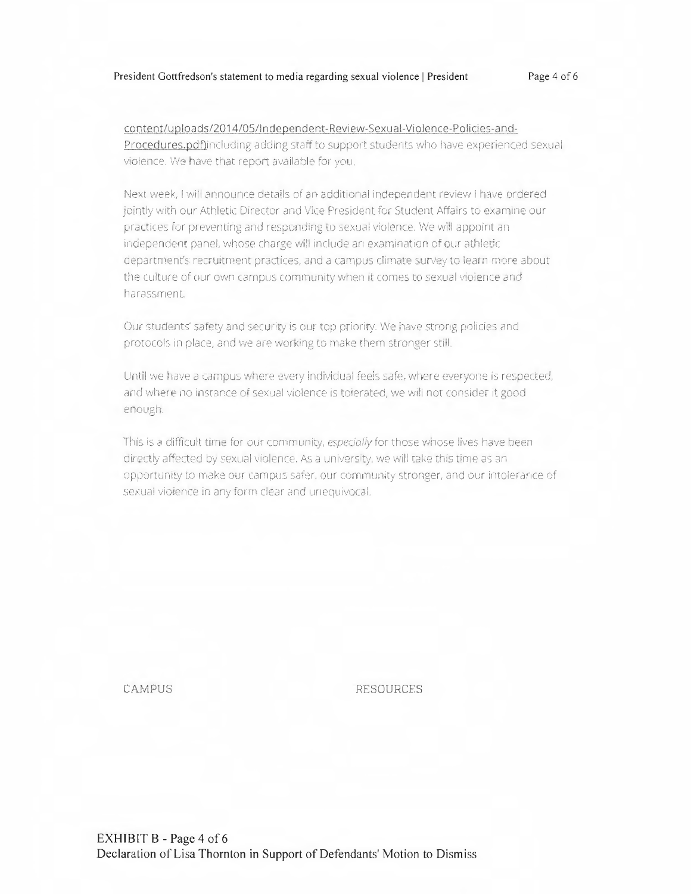content/uploads/2014/05/Independent-Review-Sexual-Violence-Policies-and-Procedures.pdf)including adding staff to support students who have experienced sexual violence. We have that report available for you.

Next week, I will announce details of an additional independent review I have ordered jointly with our Athletic Director and Vice President for Student Affairs to examine our practices for preventing and responding to sexual violence. We will appoint an independent panel, whose charge will include an examination of our athletic department's recruitment practices, and a campus climate survey to learn more about the culture of our own campus community when it comes to sexual violence and harassment.

Our students' safety and security is our top priority. We have strong policies and protocols in place, and we are working to make them stronger still.

Until we have a campus where every individual feels safe, where everyone is respected, and where no instance of sexual violence is tolerated, we will not consider it good enough.

This is a difficult time for our community, *especially* for those whose lives have been directly affected by sexual violence. As a university, we will take this time as an opportunity to make our campus safer, our community stronger, and our intolerance of sexual violence in any form clear and unequivocal.

CAMPUS

RESOURCES

EXHIBIT B - Page 4 of 6
Declaration of Lisa Thornton in Support of Defendants' Motion to Dismiss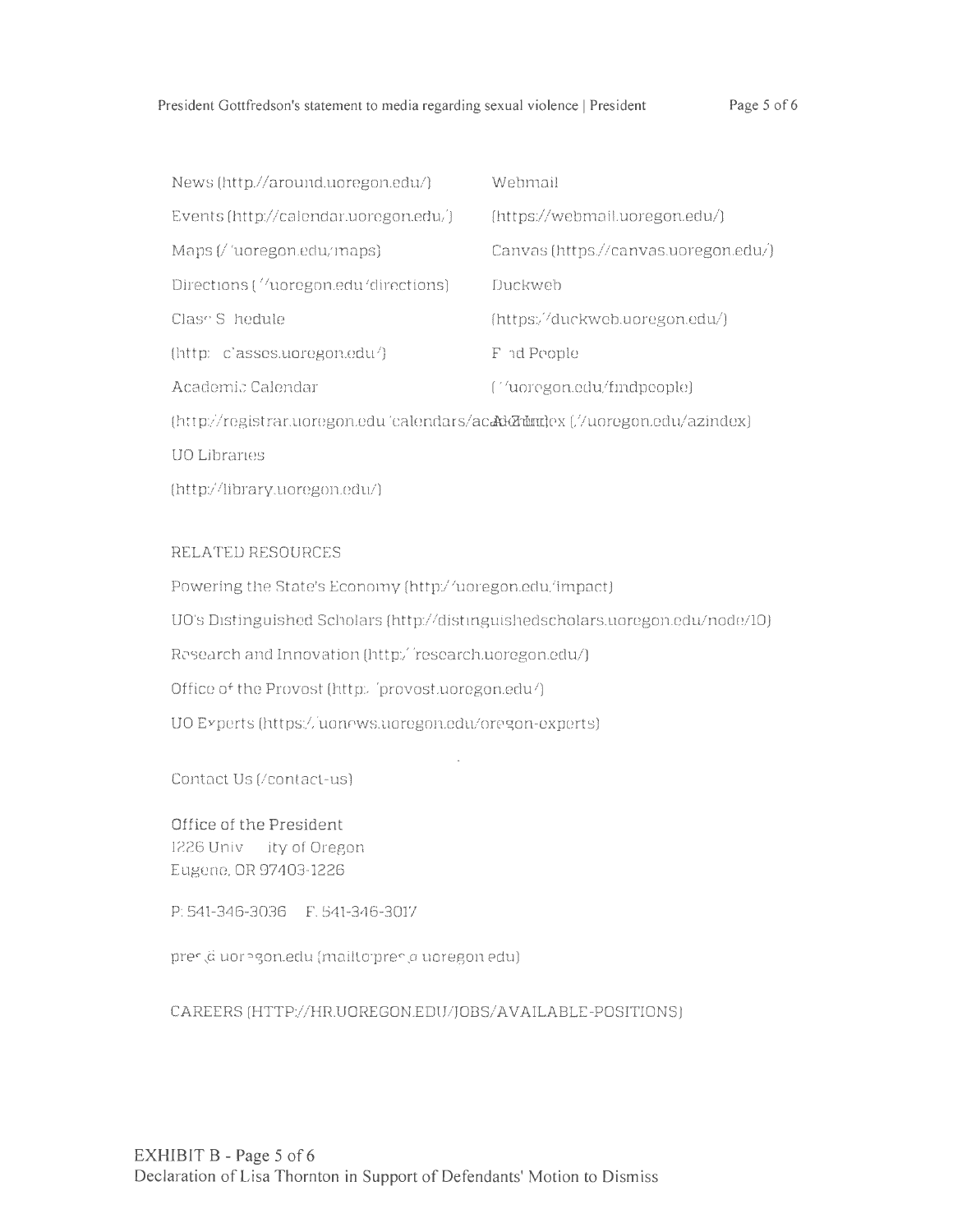News (http://around.uoregon.edu/)

Events (http://calendar.uoregon.edu/)

Maps (//uoregon.edu/maps)

Directions (//uoregon.edu/directions)

Class Schedule (http://classes.uoregon.edu/)

Academic Calendar (http://registrar.uoregon.edu/calendars/academic)

UO Libraries (http://library.uoregon.edu/)

Webmail (https://webmail.uoregon.edu/)

Canvas (https://canvas.uoregon.edu/)

Duckweb (https://duckweb.uoregon.edu/)

Find People (//uoregon.edu/findpeople)

A-Z Index (//uoregon.edu/azindex)

RELATED RESOURCES

Powering the State's Economy (http://uoregon.edu/impact)

UO's Distinguished Scholars (http://distinguishedscholars.uoregon.edu/node/10)

Research and Innovation (http://research.uoregon.edu/)

Office of the Provost (http://provost.uoregon.edu/)

UO Experts (https://uonews.uoregon.edu/oregon-experts)

Contact Us (/contact-us)

Office of the President
1226 University of Oregon
Eugene, OR 97403-1226

P: 541-346-3036 F: 541-346-3017

pres@uoregon.edu (mailto:pres@uoregon.edu)

CAREERS (HTTP://HR.UOREGON.EDU/JOBS/AVAILABLE-POSITIONS)

EXHIBIT B - Page 5 of 6
Declaration of Lisa Thornton in Support of Defendants' Motion to Dismiss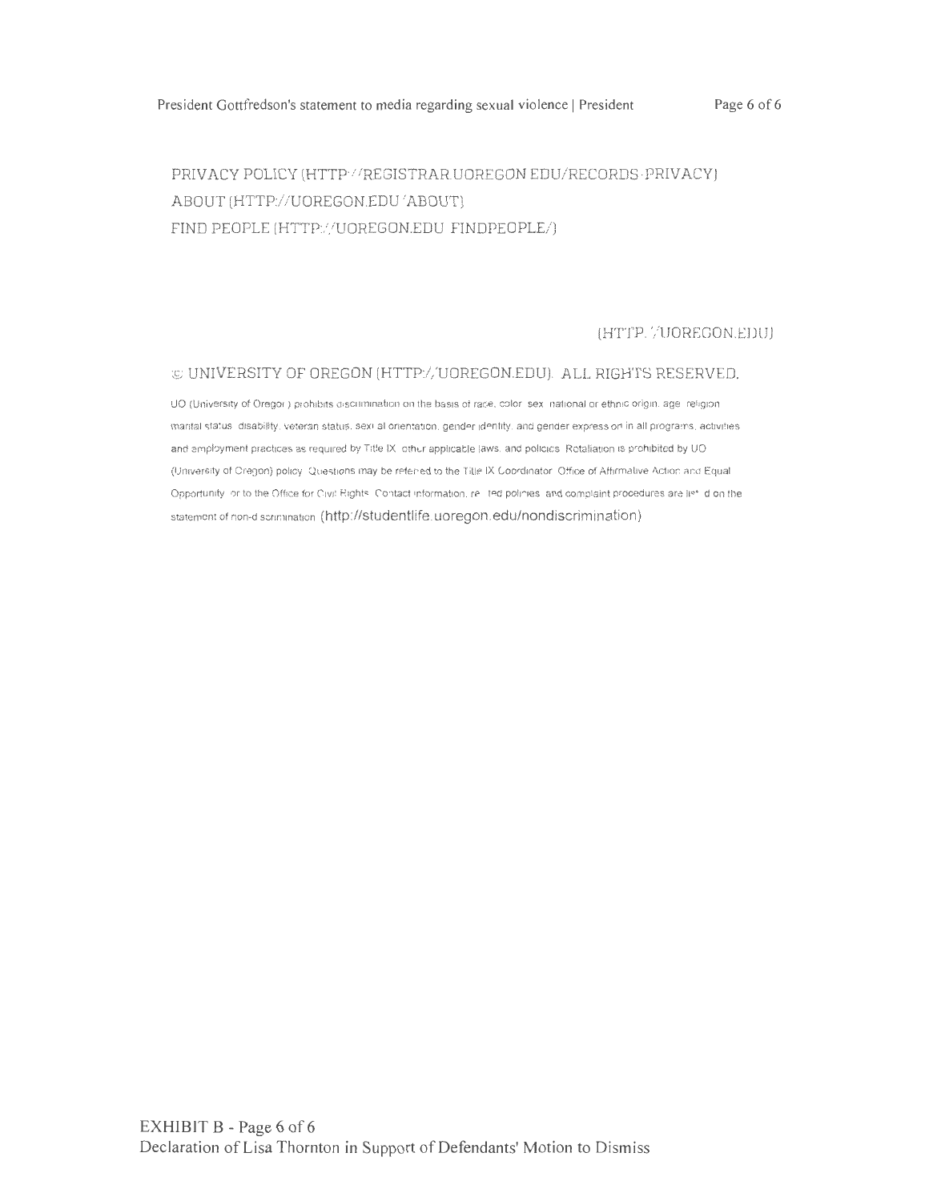PRIVACY POLICY (HTTP://REGISTRAR.UOREGON.EDU/RECORDS-PRIVACY)
ABOUT (HTTP://UOREGON.EDU/ABOUT)
FIND PEOPLE (HTTP://UOREGON.EDU/FINDPEOPLE/)

(HTTP://UOREGON.EDU)

© UNIVERSITY OF OREGON (HTTP://UOREGON.EDU). ALL RIGHTS RESERVED.

UO (University of Oregon) prohibits discrimination on the basis of race, color, sex, national or ethnic origin, age, religion, marital status, disability, veteran status, sexual orientation, gender identity, and gender expression in all programs, activities and employment practices as required by Title IX, other applicable laws, and policies. Retaliation is prohibited by UO (University of Oregon) policy. Questions may be referred to the Title IX Coordinator, Office of Affirmative Action and Equal Opportunity, or to the Office for Civil Rights. Contact information, related policies, and complaint procedures are listed on the statement of non-discrimination (http://studentlife.uoregon.edu/nondiscrimination)

EXHIBIT B - Page 6 of 6
Declaration of Lisa Thornton in Support of Defendants' Motion to Dismiss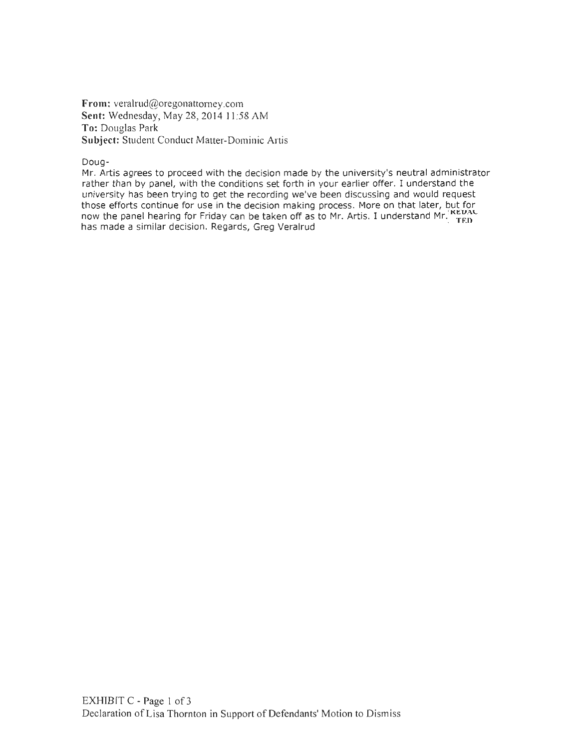**From:** veralrud@oregonattorney.com
**Sent:** Wednesday, May 28, 2014 11:58 AM
**To:** Douglas Park
**Subject:** Student Conduct Matter-Dominic Artis

Doug-

Mr. Artis agrees to proceed with the decision made by the university's neutral administrator rather than by panel, with the conditions set forth in your earlier offer. I understand the university has been trying to get the recording we've been discussing and would request those efforts continue for use in the decision making process. More on that later, but for now the panel hearing for Friday can be taken off as to Mr. Artis. I understand Mr. REDACTED has made a similar decision. Regards, Greg Veralrud

EXHIBIT C - Page 1 of 3
Declaration of Lisa Thornton in Support of Defendants' Motion to Dismiss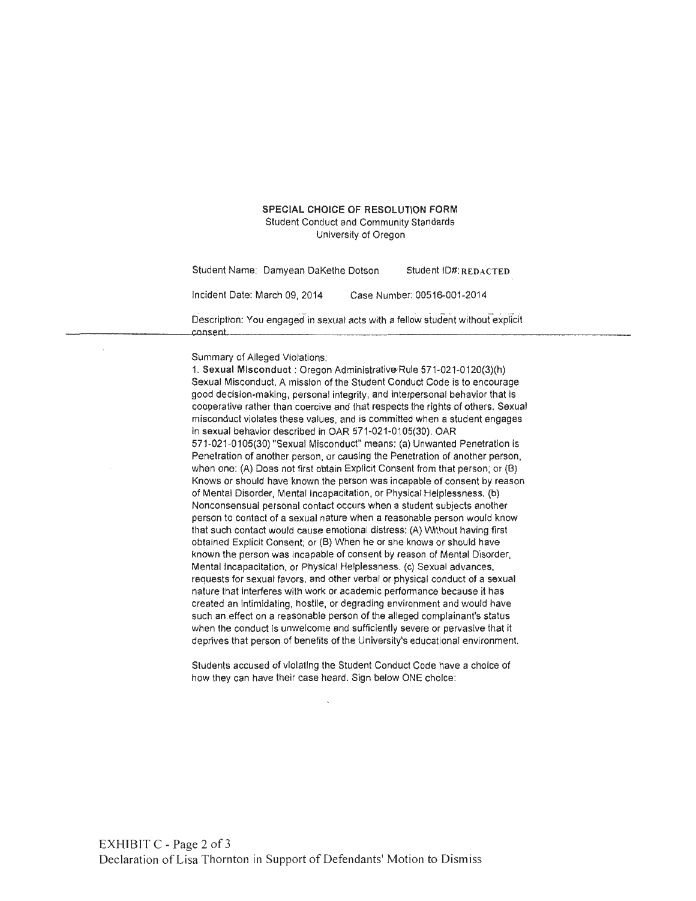**SPECIAL CHOICE OF RESOLUTION FORM**
Student Conduct and Community Standards
University of Oregon

Student Name: Damyean DaKethe Dotson Student ID#: REDACTED

Incident Date: March 09, 2014 Case Number: 00516-001-2014

Description: You engaged in sexual acts with a fellow student without explicit consent.

---

Summary of Alleged Violations:

1. **Sexual Misconduct** : Oregon Administrative Rule 571-021-0120(3)(h) Sexual Misconduct. A mission of the Student Conduct Code is to encourage good decision-making, personal integrity, and interpersonal behavior that is cooperative rather than coercive and that respects the rights of others. Sexual misconduct violates these values, and is committed when a student engages in sexual behavior described in OAR 571-021-0105(30). OAR 571-021-0105(30) "Sexual Misconduct" means: (a) Unwanted Penetration is Penetration of another person, or causing the Penetration of another person, when one: (A) Does not first obtain Explicit Consent from that person; or (B) Knows or should have known the person was incapable of consent by reason of Mental Disorder, Mental Incapacitation, or Physical Helplessness. (b) Nonconsensual personal contact occurs when a student subjects another person to contact of a sexual nature when a reasonable person would know that such contact would cause emotional distress: (A) Without having first obtained Explicit Consent; or (B) When he or she knows or should have known the person was incapable of consent by reason of Mental Disorder, Mental Incapacitation, or Physical Helplessness. (c) Sexual advances, requests for sexual favors, and other verbal or physical conduct of a sexual nature that interferes with work or academic performance because it has created an intimidating, hostile, or degrading environment and would have such an effect on a reasonable person of the alleged complainant's status when the conduct is unwelcome and sufficiently severe or pervasive that it deprives that person of benefits of the University's educational environment.

Students accused of violating the Student Conduct Code have a choice of how they can have their case heard. Sign below ONE choice:

EXHIBIT C - Page 2 of 3
Declaration of Lisa Thornton in Support of Defendants' Motion to Dismiss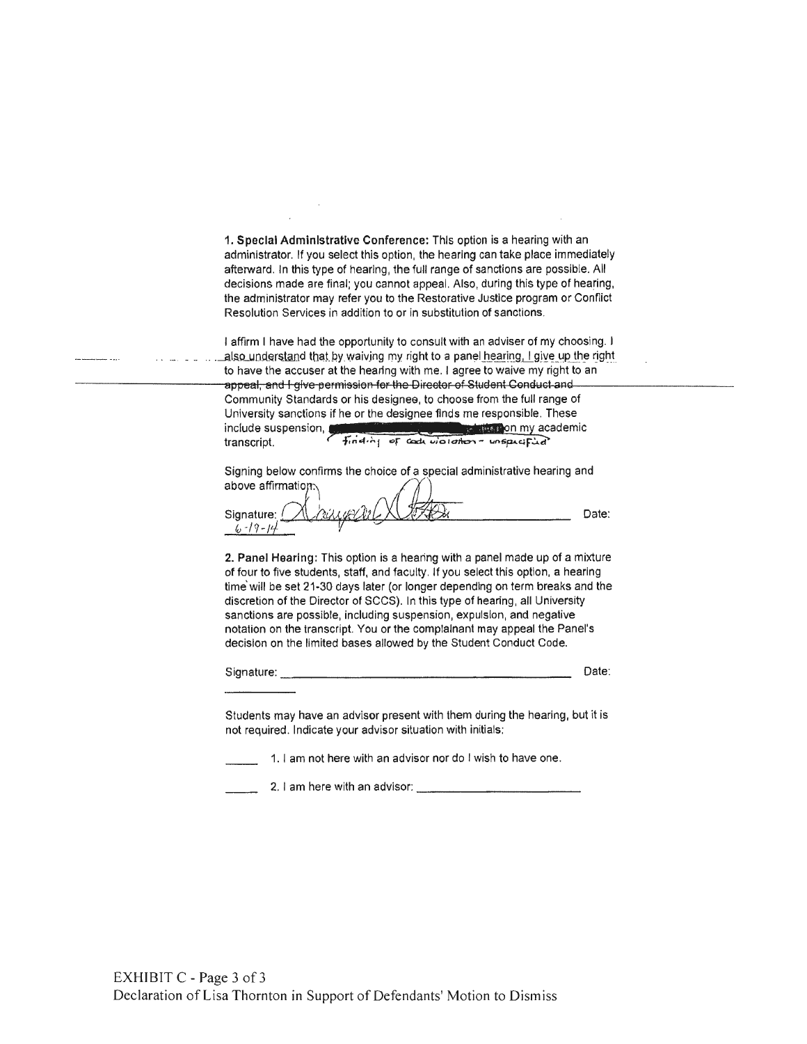1. **Special Administrative Conference:** This option is a hearing with an administrator. If you select this option, the hearing can take place immediately afterward. In this type of hearing, the full range of sanctions are possible. All decisions made are final; you cannot appeal. Also, during this type of hearing, the administrator may refer you to the Restorative Justice program or Conflict Resolution Services in addition to or in substitution of sanctions.

I affirm I have had the opportunity to consult with an adviser of my choosing. I also understand that by waiving my right to a panel hearing, I give up the right to have the accuser at the hearing with me. I agree to waive my right to an ~~appeal, and I give permission for the Director of Student Conduct and~~ Community Standards or his designee, to choose from the full range of University sanctions if he or the designee finds me responsible. These include suspension, [redacted] on my academic transcript. *finding of code violation - unspecified*

Signing below confirms the choice of a special administrative hearing and above affirmation.

Signature: [signature] Date: 6-19-14

2. **Panel Hearing:** This option is a hearing with a panel made up of a mixture of four to five students, staff, and faculty. If you select this option, a hearing time will be set 21-30 days later (or longer depending on term breaks and the discretion of the Director of SCCS). In this type of hearing, all University sanctions are possible, including suspension, expulsion, and negative notation on the transcript. You or the complainant may appeal the Panel's decision on the limited bases allowed by the Student Conduct Code.

Signature: ______________________________ Date: __________

Students may have an advisor present with them during the hearing, but it is not required. Indicate your advisor situation with initials:

_____ 1. I am not here with an advisor nor do I wish to have one.

_____ 2. I am here with an advisor: ______________________

EXHIBIT C - Page 3 of 3
Declaration of Lisa Thornton in Support of Defendants' Motion to Dismiss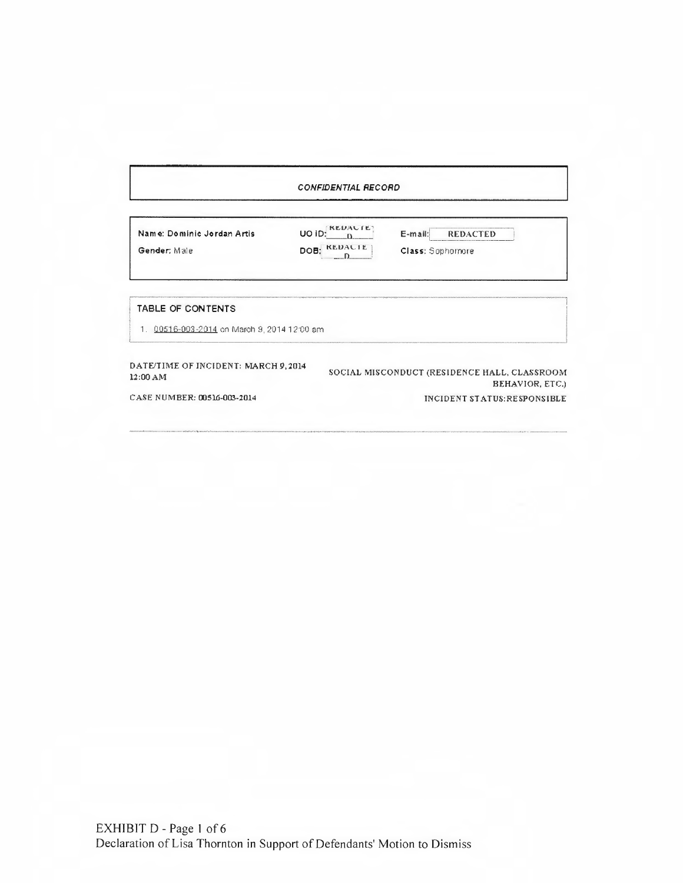**CONFIDENTIAL RECORD**

| | | |
|---|---|---|
| **Name: Dominic Jordan Artis** | **UO ID:** REDACTED | **E-mail:** REDACTED |
| **Gender:** Male | **DOB:** REDACTED | **Class:** Sophomore |

**TABLE OF CONTENTS**

1. 00516-003-2014 on March 9, 2014 12:00 am

DATE/TIME OF INCIDENT: MARCH 9, 2014 12:00 AM

SOCIAL MISCONDUCT (RESIDENCE HALL, CLASSROOM BEHAVIOR, ETC.)

CASE NUMBER: 00516-003-2014

INCIDENT STATUS: RESPONSIBLE

EXHIBIT D - Page 1 of 6
Declaration of Lisa Thornton in Support of Defendants' Motion to Dismiss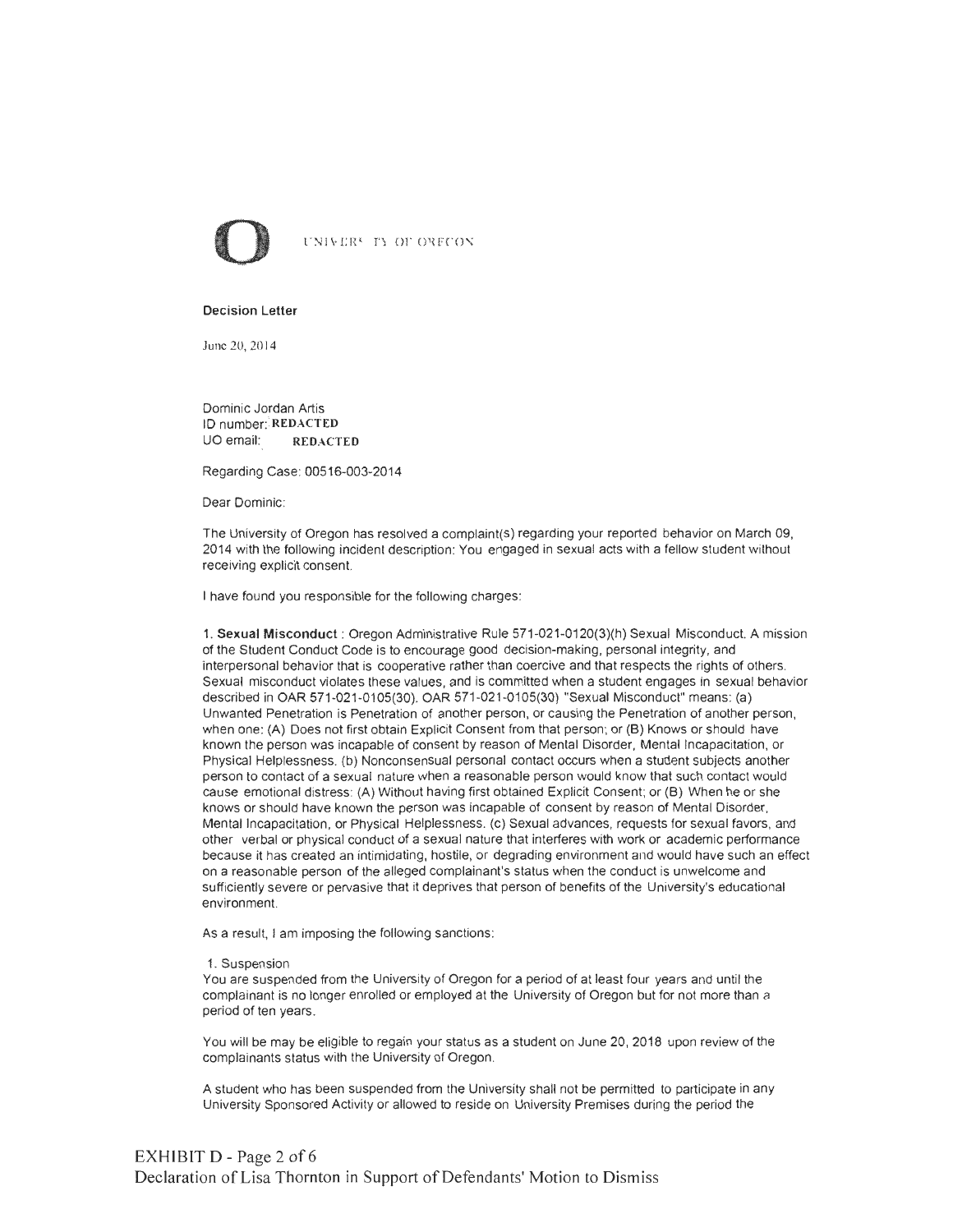UNIVERSITY OF OREGON

**Decision Letter**

June 20, 2014

Dominic Jordan Artis
ID number: **REDACTED**
UO email: **REDACTED**

Regarding Case: 00516-003-2014

Dear Dominic:

The University of Oregon has resolved a complaint(s) regarding your reported behavior on March 09, 2014 with the following incident description: You engaged in sexual acts with a fellow student without receiving explicit consent.

I have found you responsible for the following charges:

1. **Sexual Misconduct** : Oregon Administrative Rule 571-021-0120(3)(h) Sexual Misconduct. A mission of the Student Conduct Code is to encourage good decision-making, personal integrity, and interpersonal behavior that is cooperative rather than coercive and that respects the rights of others. Sexual misconduct violates these values, and is committed when a student engages in sexual behavior described in OAR 571-021-0105(30). OAR 571-021-0105(30) "Sexual Misconduct" means: (a) Unwanted Penetration is Penetration of another person, or causing the Penetration of another person, when one: (A) Does not first obtain Explicit Consent from that person; or (B) Knows or should have known the person was incapable of consent by reason of Mental Disorder, Mental Incapacitation, or Physical Helplessness. (b) Nonconsensual personal contact occurs when a student subjects another person to contact of a sexual nature when a reasonable person would know that such contact would cause emotional distress: (A) Without having first obtained Explicit Consent; or (B) When he or she knows or should have known the person was incapable of consent by reason of Mental Disorder, Mental Incapacitation, or Physical Helplessness. (c) Sexual advances, requests for sexual favors, and other verbal or physical conduct of a sexual nature that interferes with work or academic performance because it has created an intimidating, hostile, or degrading environment and would have such an effect on a reasonable person of the alleged complainant's status when the conduct is unwelcome and sufficiently severe or pervasive that it deprives that person of benefits of the University's educational environment.

As a result, I am imposing the following sanctions:

1. Suspension

You are suspended from the University of Oregon for a period of at least four years and until the complainant is no longer enrolled or employed at the University of Oregon but for not more than a period of ten years.

You will be may be eligible to regain your status as a student on June 20, 2018 upon review of the complainants status with the University of Oregon.

A student who has been suspended from the University shall not be permitted to participate in any University Sponsored Activity or allowed to reside on University Premises during the period the

EXHIBIT D - Page 2 of 6
Declaration of Lisa Thornton in Support of Defendants' Motion to Dismiss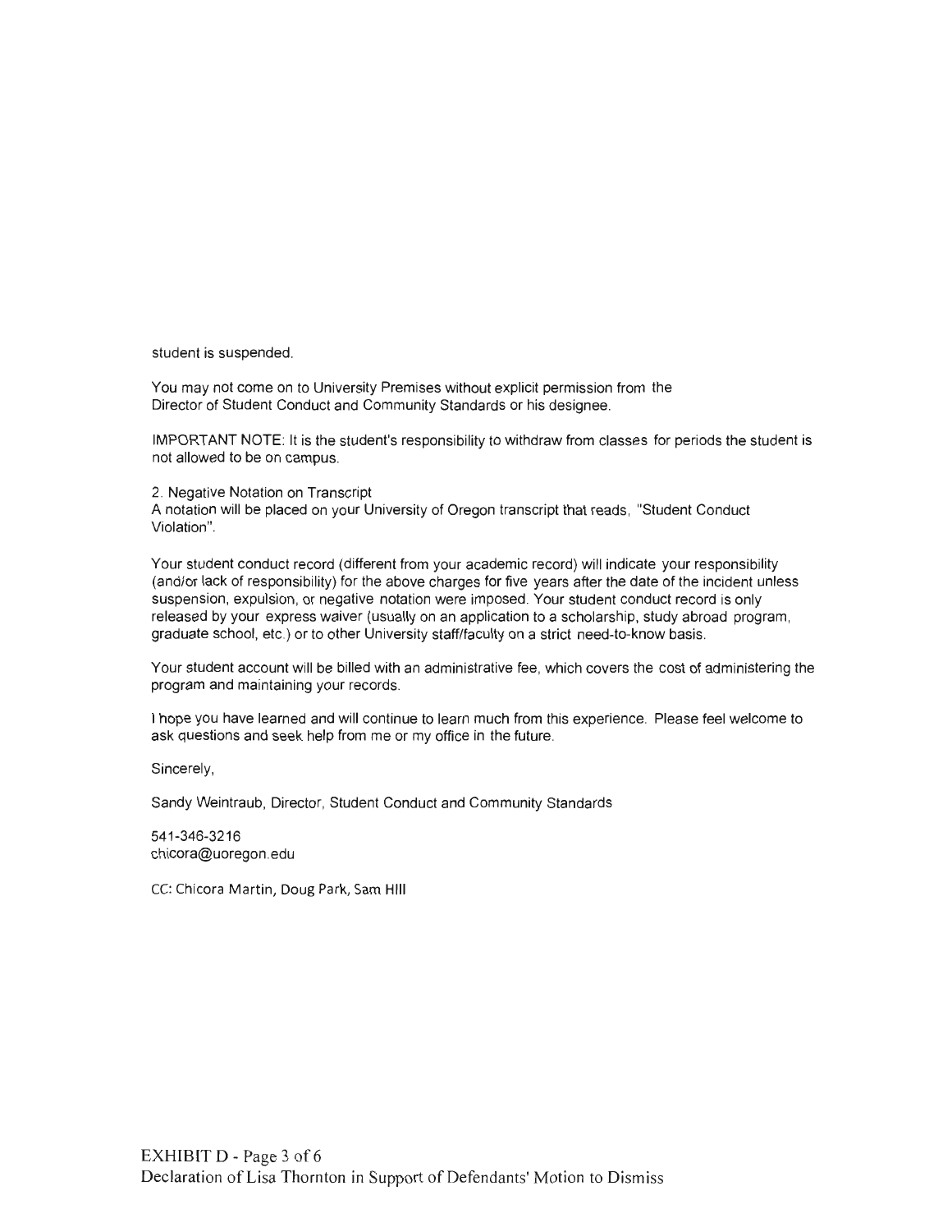student is suspended.

You may not come on to University Premises without explicit permission from the Director of Student Conduct and Community Standards or his designee.

IMPORTANT NOTE: It is the student's responsibility to withdraw from classes for periods the student is not allowed to be on campus.

2. Negative Notation on Transcript
A notation will be placed on your University of Oregon transcript that reads, "Student Conduct Violation".

Your student conduct record (different from your academic record) will indicate your responsibility (and/or lack of responsibility) for the above charges for five years after the date of the incident unless suspension, expulsion, or negative notation were imposed. Your student conduct record is only released by your express waiver (usually on an application to a scholarship, study abroad program, graduate school, etc.) or to other University staff/faculty on a strict need-to-know basis.

Your student account will be billed with an administrative fee, which covers the cost of administering the program and maintaining your records.

I hope you have learned and will continue to learn much from this experience. Please feel welcome to ask questions and seek help from me or my office in the future.

Sincerely,

Sandy Weintraub, Director, Student Conduct and Community Standards

541-346-3216
chicora@uoregon.edu

CC: Chicora Martin, Doug Park, Sam Hill

EXHIBIT D - Page 3 of 6
Declaration of Lisa Thornton in Support of Defendants' Motion to Dismiss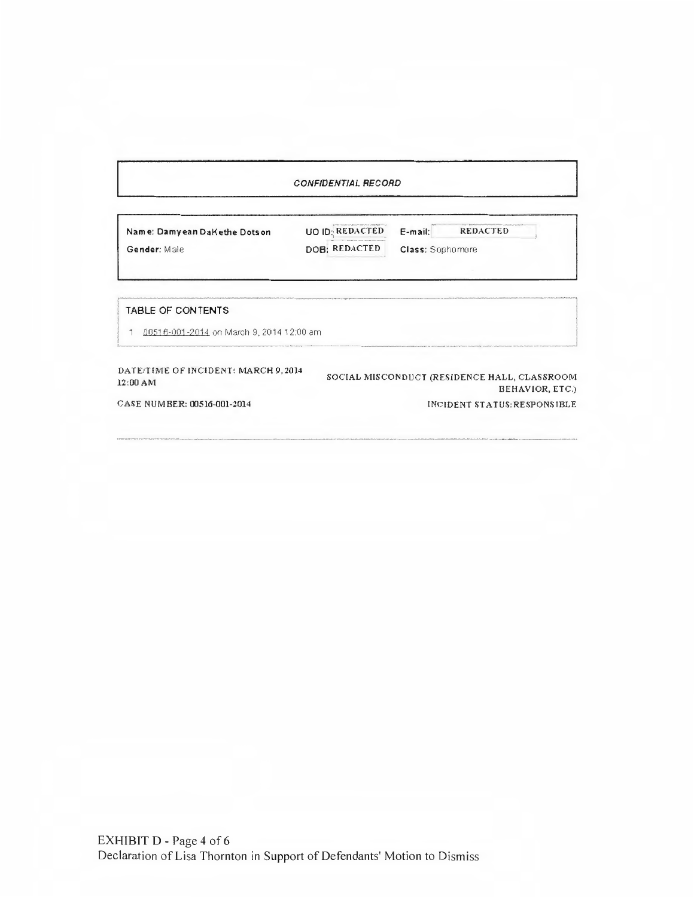***CONFIDENTIAL RECORD***

| | | |
|---|---|---|
| **Name:** Damyean DaKethe Dotson | **UO ID:** REDACTED | **E-mail:** REDACTED |
| **Gender:** Male | **DOB:** REDACTED | **Class:** Sophomore |

**TABLE OF CONTENTS**

1 00516-001-2014 on March 9, 2014 12:00 am

DATE/TIME OF INCIDENT: MARCH 9, 2014 12:00 AM

SOCIAL MISCONDUCT (RESIDENCE HALL, CLASSROOM BEHAVIOR, ETC.)

CASE NUMBER: 00516-001-2014

INCIDENT STATUS: RESPONSIBLE

EXHIBIT D - Page 4 of 6
Declaration of Lisa Thornton in Support of Defendants' Motion to Dismiss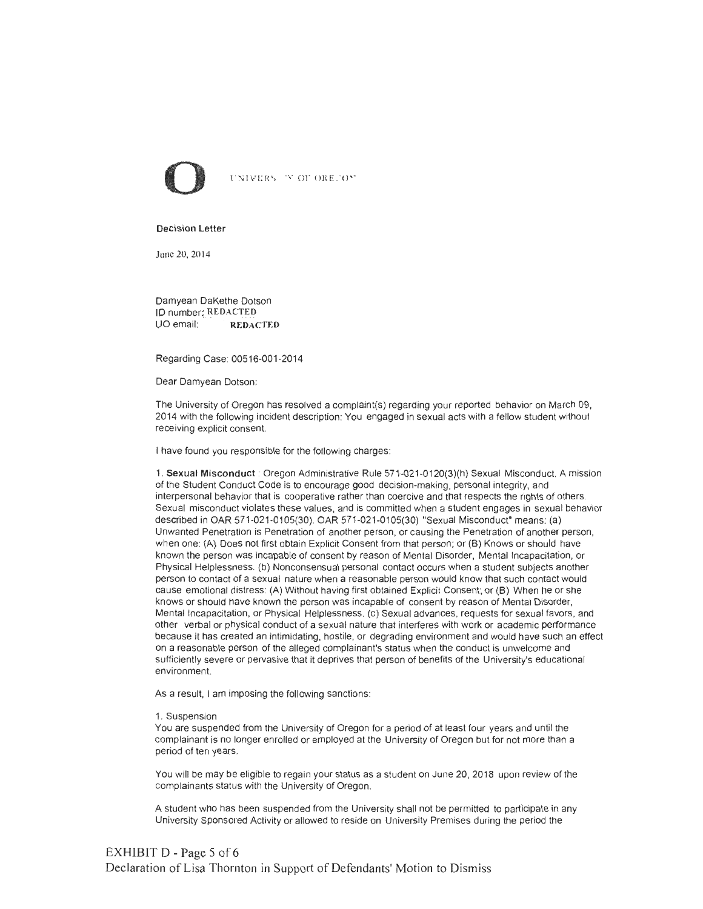UNIVERSITY OF OREGON

**Decision Letter**

June 20, 2014

Damyean DaKethe Dotson
ID number: REDACTED
UO email: REDACTED

Regarding Case: 00516-001-2014

Dear Damyean Dotson:

The University of Oregon has resolved a complaint(s) regarding your reported behavior on March 09, 2014 with the following incident description: You engaged in sexual acts with a fellow student without receiving explicit consent.

I have found you responsible for the following charges:

1. **Sexual Misconduct** : Oregon Administrative Rule 571-021-0120(3)(h) Sexual Misconduct. A mission of the Student Conduct Code is to encourage good decision-making, personal integrity, and interpersonal behavior that is cooperative rather than coercive and that respects the rights of others. Sexual misconduct violates these values, and is committed when a student engages in sexual behavior described in OAR 571-021-0105(30). OAR 571-021-0105(30) "Sexual Misconduct" means: (a) Unwanted Penetration is Penetration of another person, or causing the Penetration of another person, when one: (A) Does not first obtain Explicit Consent from that person; or (B) Knows or should have known the person was incapable of consent by reason of Mental Disorder, Mental Incapacitation, or Physical Helplessness. (b) Nonconsensual personal contact occurs when a student subjects another person to contact of a sexual nature when a reasonable person would know that such contact would cause emotional distress: (A) Without having first obtained Explicit Consent; or (B) When he or she knows or should have known the person was incapable of consent by reason of Mental Disorder, Mental Incapacitation, or Physical Helplessness. (c) Sexual advances, requests for sexual favors, and other verbal or physical conduct of a sexual nature that interferes with work or academic performance because it has created an intimidating, hostile, or degrading environment and would have such an effect on a reasonable person of the alleged complainant's status when the conduct is unwelcome and sufficiently severe or pervasive that it deprives that person of benefits of the University's educational environment.

As a result, I am imposing the following sanctions:

1. Suspension
You are suspended from the University of Oregon for a period of at least four years and until the complainant is no longer enrolled or employed at the University of Oregon but for not more than a period of ten years.

You will be may be eligible to regain your status as a student on June 20, 2018 upon review of the complainants status with the University of Oregon.

A student who has been suspended from the University shall not be permitted to participate in any University Sponsored Activity or allowed to reside on University Premises during the period the

EXHIBIT D - Page 5 of 6
Declaration of Lisa Thornton in Support of Defendants' Motion to Dismiss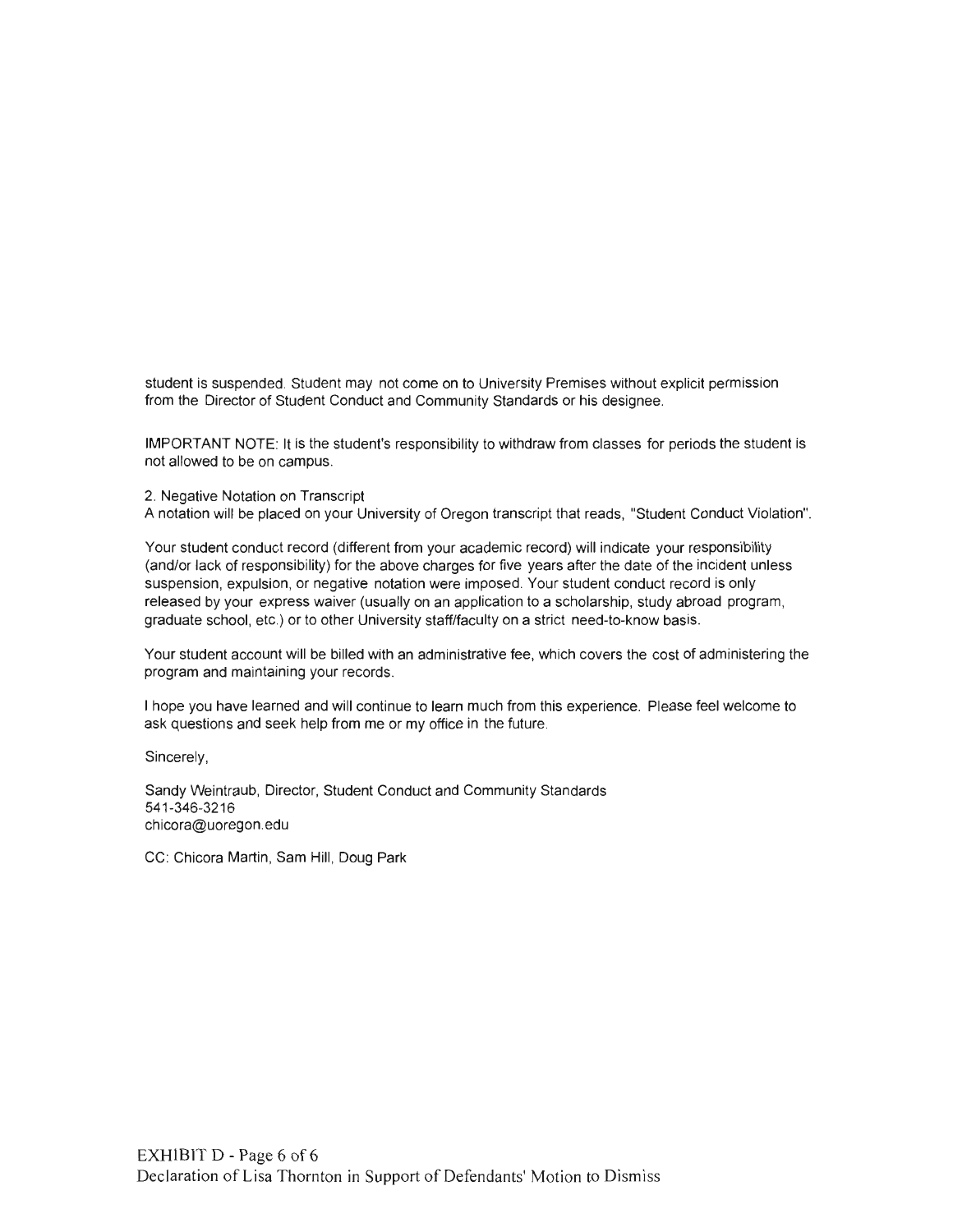student is suspended. Student may not come on to University Premises without explicit permission from the Director of Student Conduct and Community Standards or his designee.

IMPORTANT NOTE: It is the student's responsibility to withdraw from classes for periods the student is not allowed to be on campus.

2. Negative Notation on Transcript
A notation will be placed on your University of Oregon transcript that reads, "Student Conduct Violation".

Your student conduct record (different from your academic record) will indicate your responsibility (and/or lack of responsibility) for the above charges for five years after the date of the incident unless suspension, expulsion, or negative notation were imposed. Your student conduct record is only released by your express waiver (usually on an application to a scholarship, study abroad program, graduate school, etc.) or to other University staff/faculty on a strict need-to-know basis.

Your student account will be billed with an administrative fee, which covers the cost of administering the program and maintaining your records.

I hope you have learned and will continue to learn much from this experience. Please feel welcome to ask questions and seek help from me or my office in the future.

Sincerely,

Sandy Weintraub, Director, Student Conduct and Community Standards
541-346-3216
chicora@uoregon.edu

CC: Chicora Martin, Sam Hill, Doug Park

EXHIBIT D - Page 6 of 6
Declaration of Lisa Thornton in Support of Defendants' Motion to Dismiss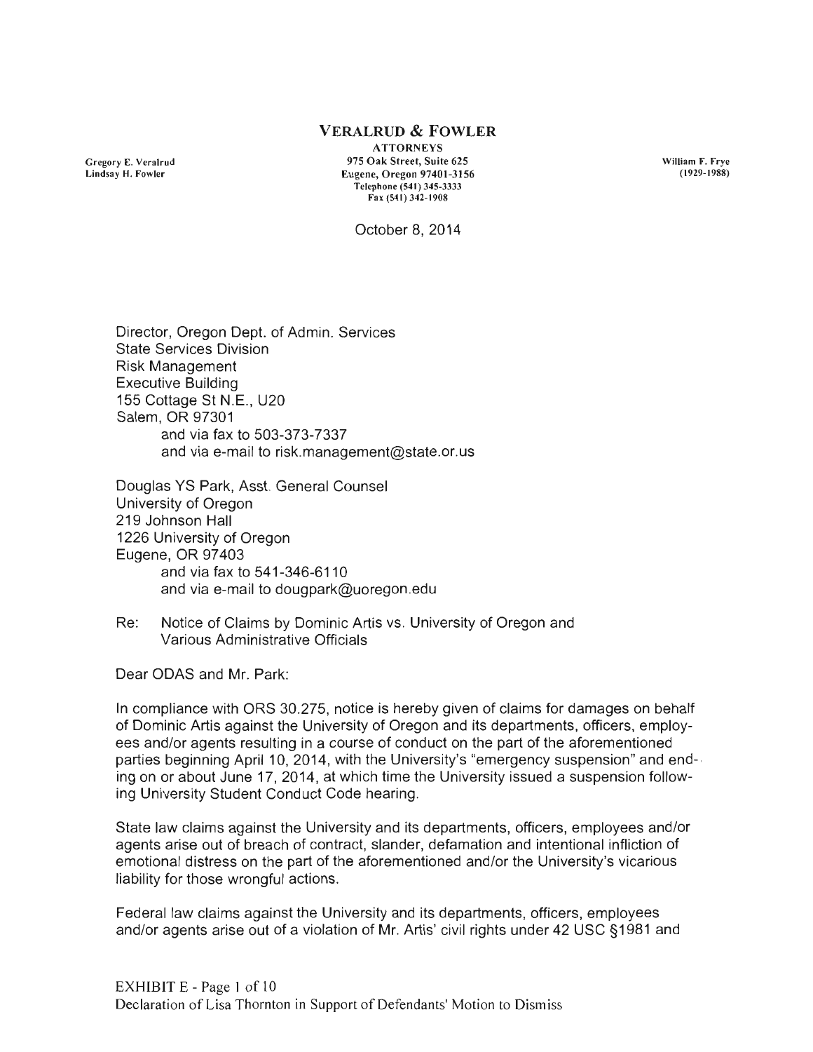**VERALRUD & FOWLER**
ATTORNEYS
975 Oak Street, Suite 625
Eugene, Oregon 97401-3156
Telephone (541) 345-3333
Fax (541) 342-1908

Gregory E. Veralrud
Lindsay H. Fowler

William F. Frye
(1929-1988)

October 8, 2014

Director, Oregon Dept. of Admin. Services
State Services Division
Risk Management
Executive Building
155 Cottage St N.E., U20
Salem, OR 97301
and via fax to 503-373-7337
and via e-mail to risk.management@state.or.us

Douglas YS Park, Asst. General Counsel
University of Oregon
219 Johnson Hall
1226 University of Oregon
Eugene, OR 97403
and via fax to 541-346-6110
and via e-mail to dougpark@uoregon.edu

Re: Notice of Claims by Dominic Artis vs. University of Oregon and Various Administrative Officials

Dear ODAS and Mr. Park:

In compliance with ORS 30.275, notice is hereby given of claims for damages on behalf of Dominic Artis against the University of Oregon and its departments, officers, employees and/or agents resulting in a course of conduct on the part of the aforementioned parties beginning April 10, 2014, with the University's "emergency suspension" and ending on or about June 17, 2014, at which time the University issued a suspension following University Student Conduct Code hearing.

State law claims against the University and its departments, officers, employees and/or agents arise out of breach of contract, slander, defamation and intentional infliction of emotional distress on the part of the aforementioned and/or the University's vicarious liability for those wrongful actions.

Federal law claims against the University and its departments, officers, employees and/or agents arise out of a violation of Mr. Artis' civil rights under 42 USC §1981 and

EXHIBIT E - Page 1 of 10
Declaration of Lisa Thornton in Support of Defendants' Motion to Dismiss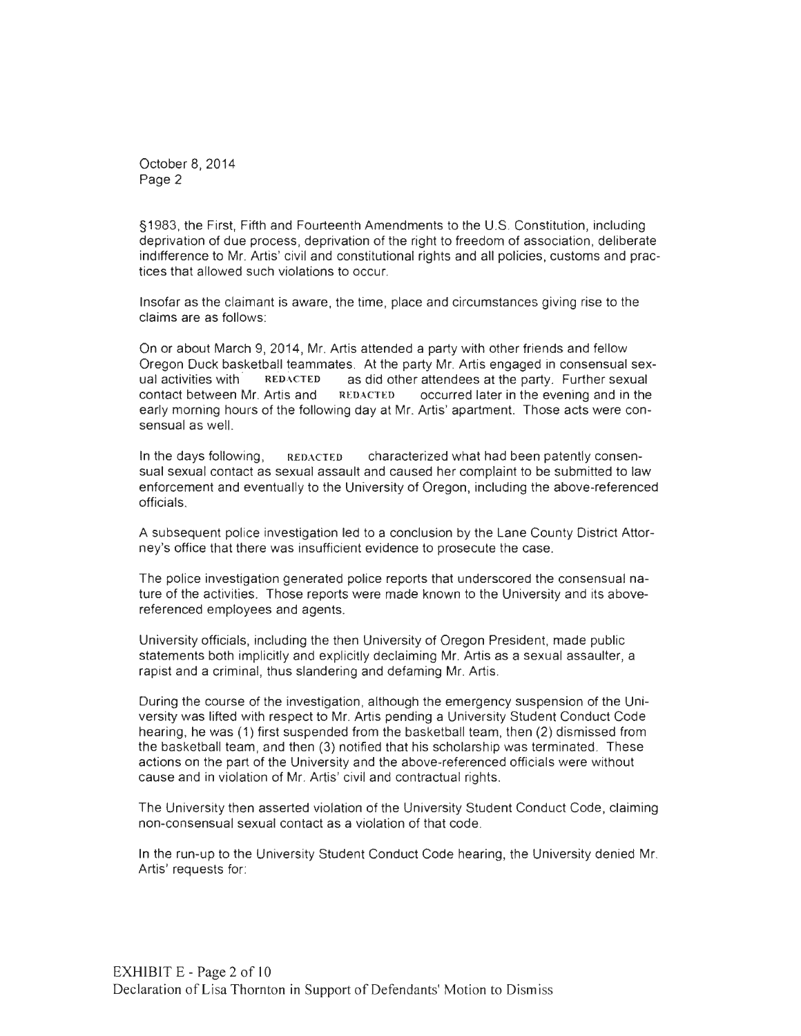October 8, 2014
Page 2

§1983, the First, Fifth and Fourteenth Amendments to the U.S. Constitution, including deprivation of due process, deprivation of the right to freedom of association, deliberate indifference to Mr. Artis' civil and constitutional rights and all policies, customs and practices that allowed such violations to occur.

Insofar as the claimant is aware, the time, place and circumstances giving rise to the claims are as follows:

On or about March 9, 2014, Mr. Artis attended a party with other friends and fellow Oregon Duck basketball teammates. At the party Mr. Artis engaged in consensual sexual activities with REDACTED as did other attendees at the party. Further sexual contact between Mr. Artis and REDACTED occurred later in the evening and in the early morning hours of the following day at Mr. Artis' apartment. Those acts were consensual as well.

In the days following, REDACTED characterized what had been patently consensual sexual contact as sexual assault and caused her complaint to be submitted to law enforcement and eventually to the University of Oregon, including the above-referenced officials.

A subsequent police investigation led to a conclusion by the Lane County District Attorney's office that there was insufficient evidence to prosecute the case.

The police investigation generated police reports that underscored the consensual nature of the activities. Those reports were made known to the University and its above-referenced employees and agents.

University officials, including the then University of Oregon President, made public statements both implicitly and explicitly declaiming Mr. Artis as a sexual assaulter, a rapist and a criminal, thus slandering and defaming Mr. Artis.

During the course of the investigation, although the emergency suspension of the University was lifted with respect to Mr. Artis pending a University Student Conduct Code hearing, he was (1) first suspended from the basketball team, then (2) dismissed from the basketball team, and then (3) notified that his scholarship was terminated. These actions on the part of the University and the above-referenced officials were without cause and in violation of Mr. Artis' civil and contractual rights.

The University then asserted violation of the University Student Conduct Code, claiming non-consensual sexual contact as a violation of that code.

In the run-up to the University Student Conduct Code hearing, the University denied Mr. Artis' requests for:

EXHIBIT E - Page 2 of 10
Declaration of Lisa Thornton in Support of Defendants' Motion to Dismiss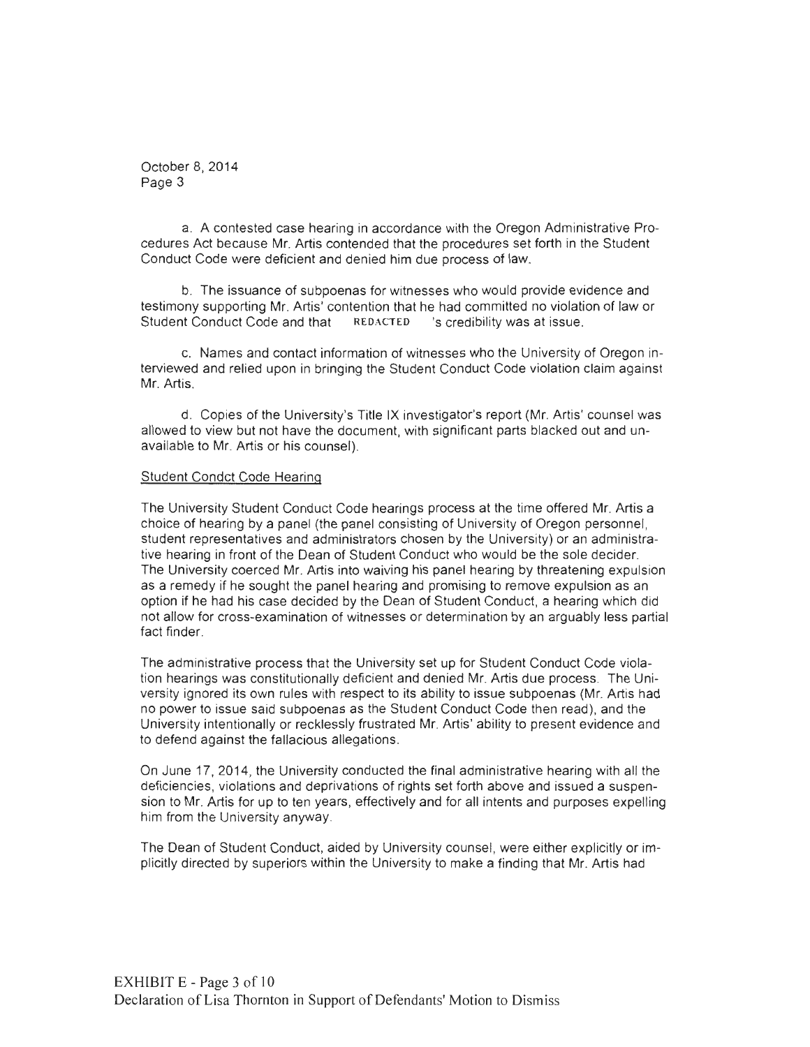October 8, 2014
Page 3

a. A contested case hearing in accordance with the Oregon Administrative Procedures Act because Mr. Artis contended that the procedures set forth in the Student Conduct Code were deficient and denied him due process of law.

b. The issuance of subpoenas for witnesses who would provide evidence and testimony supporting Mr. Artis' contention that he had committed no violation of law or Student Conduct Code and that REDACTED 's credibility was at issue.

c. Names and contact information of witnesses who the University of Oregon interviewed and relied upon in bringing the Student Conduct Code violation claim against Mr. Artis.

d. Copies of the University's Title IX investigator's report (Mr. Artis' counsel was allowed to view but not have the document, with significant parts blacked out and unavailable to Mr. Artis or his counsel).

Student Condct Code Hearing

The University Student Conduct Code hearings process at the time offered Mr. Artis a choice of hearing by a panel (the panel consisting of University of Oregon personnel, student representatives and administrators chosen by the University) or an administrative hearing in front of the Dean of Student Conduct who would be the sole decider. The University coerced Mr. Artis into waiving his panel hearing by threatening expulsion as a remedy if he sought the panel hearing and promising to remove expulsion as an option if he had his case decided by the Dean of Student Conduct, a hearing which did not allow for cross-examination of witnesses or determination by an arguably less partial fact finder.

The administrative process that the University set up for Student Conduct Code violation hearings was constitutionally deficient and denied Mr. Artis due process. The University ignored its own rules with respect to its ability to issue subpoenas (Mr. Artis had no power to issue said subpoenas as the Student Conduct Code then read), and the University intentionally or recklessly frustrated Mr. Artis' ability to present evidence and to defend against the fallacious allegations.

On June 17, 2014, the University conducted the final administrative hearing with all the deficiencies, violations and deprivations of rights set forth above and issued a suspension to Mr. Artis for up to ten years, effectively and for all intents and purposes expelling him from the University anyway.

The Dean of Student Conduct, aided by University counsel, were either explicitly or implicitly directed by superiors within the University to make a finding that Mr. Artis had

EXHIBIT E - Page 3 of 10
Declaration of Lisa Thornton in Support of Defendants' Motion to Dismiss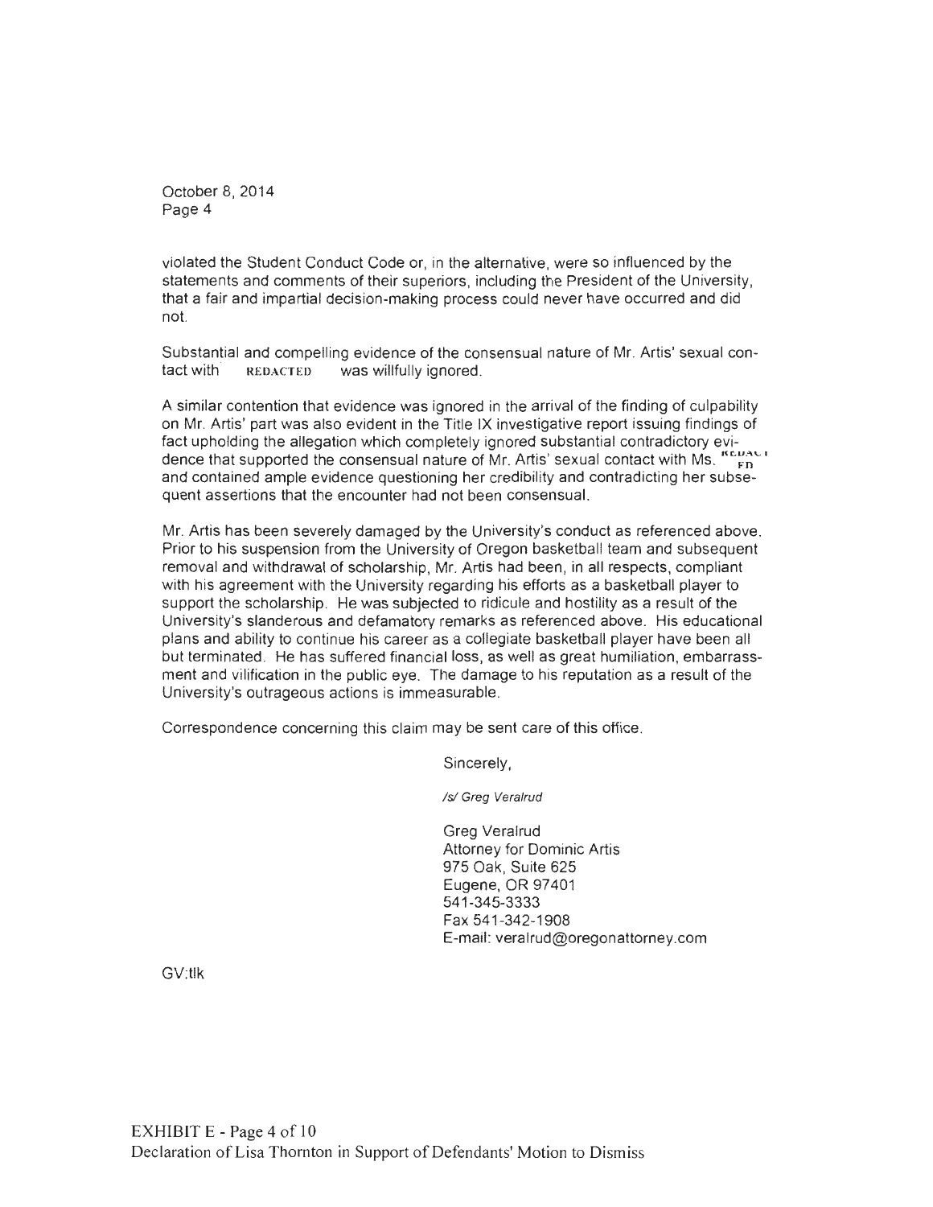violated the Student Conduct Code or, in the alternative, were so influenced by the statements and comments of their superiors, including the President of the University, that a fair and impartial decision-making process could never have occurred and did not.

Substantial and compelling evidence of the consensual nature of Mr. Artis' sexual contact with REDACTED was willfully ignored.

A similar contention that evidence was ignored in the arrival of the finding of culpability on Mr. Artis' part was also evident in the Title IX investigative report issuing findings of fact upholding the allegation which completely ignored substantial contradictory evidence that supported the consensual nature of Mr. Artis' sexual contact with Ms. REDACTED and contained ample evidence questioning her credibility and contradicting her subsequent assertions that the encounter had not been consensual.

Mr. Artis has been severely damaged by the University's conduct as referenced above. Prior to his suspension from the University of Oregon basketball team and subsequent removal and withdrawal of scholarship, Mr. Artis had been, in all respects, compliant with his agreement with the University regarding his efforts as a basketball player to support the scholarship. He was subjected to ridicule and hostility as a result of the University's slanderous and defamatory remarks as referenced above. His educational plans and ability to continue his career as a collegiate basketball player have been all but terminated. He has suffered financial loss, as well as great humiliation, embarrassment and vilification in the public eye. The damage to his reputation as a result of the University's outrageous actions is immeasurable.

Correspondence concerning this claim may be sent care of this office.

Sincerely,

*/s/ Greg Veralrud*

Greg Veralrud
Attorney for Dominic Artis
975 Oak, Suite 625
Eugene, OR 97401
541-345-3333
Fax 541-342-1908
E-mail: veralrud@oregonattorney.com

GV:tlk

EXHIBIT E - Page 4 of 10
Declaration of Lisa Thornton in Support of Defendants' Motion to Dismiss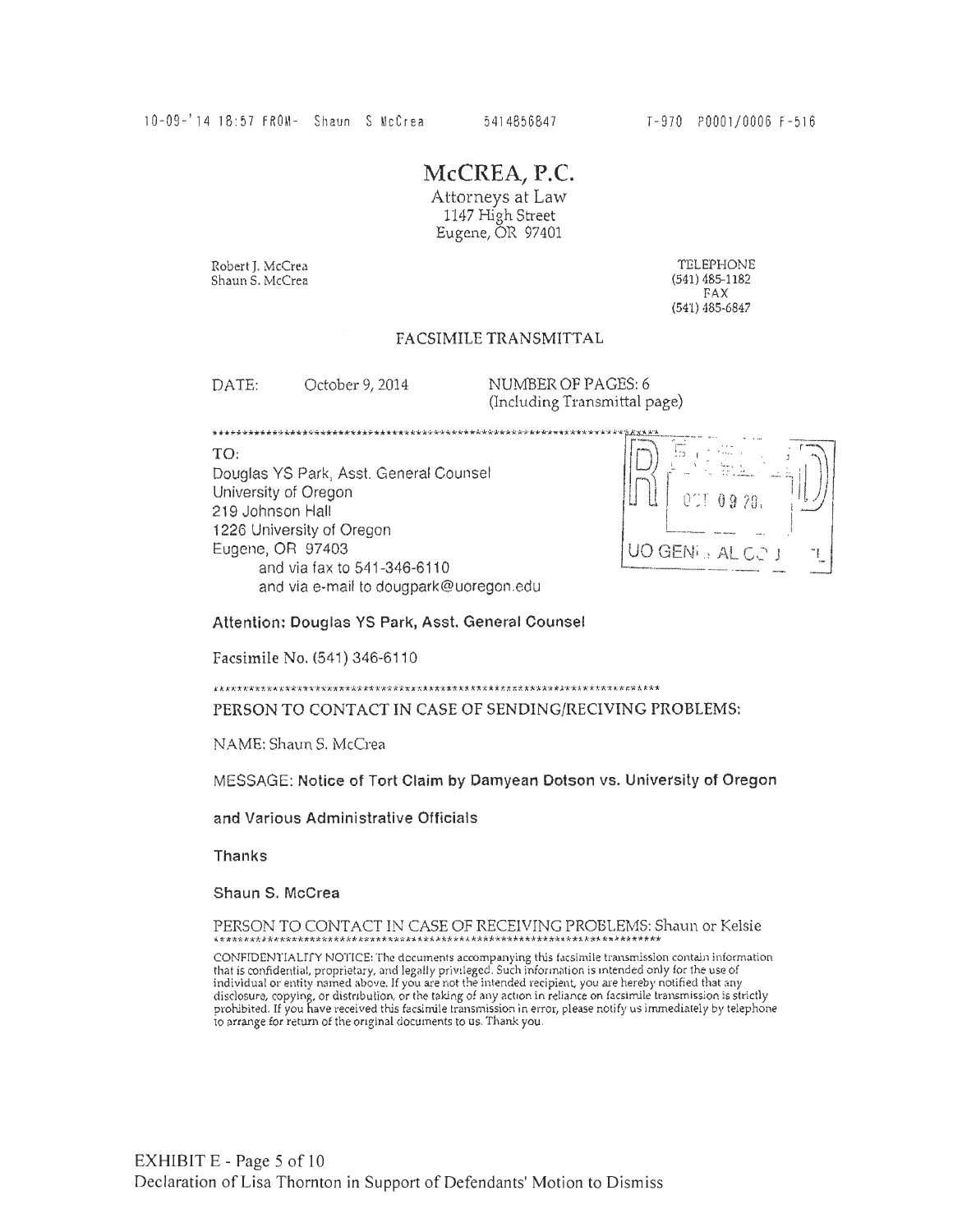10-09-'14 18:57 FROM- Shaun S McCrea 5414856847 T-970 P0001/0006 F-516

# McCREA, P.C.

Attorneys at Law
1147 High Street
Eugene, OR 97401

Robert J. McCrea
Shaun S. McCrea

TELEPHONE
(541) 485-1182
FAX
(541) 485-6847

## FACSIMILE TRANSMITTAL

DATE: October 9, 2014

NUMBER OF PAGES: 6
(Including Transmittal page)

TO:
Douglas YS Park, Asst. General Counsel
University of Oregon
219 Johnson Hall
1226 University of Oregon
Eugene, OR 97403
and via fax to 541-346-6110
and via e-mail to dougpark@uoregon.edu

RECEIVED
OCT 09 20
UO GENERAL COUNSEL

**Attention: Douglas YS Park, Asst. General Counsel**

Facsimile No. (541) 346-6110

PERSON TO CONTACT IN CASE OF SENDING/RECIVING PROBLEMS:

NAME: Shaun S. McCrea

MESSAGE: **Notice of Tort Claim by Damyean Dotson vs. University of Oregon and Various Administrative Officials**

**Thanks**

**Shaun S. McCrea**

PERSON TO CONTACT IN CASE OF RECEIVING PROBLEMS: Shaun or Kelsie

CONFIDENTIALITY NOTICE: The documents accompanying this facsimile transmission contain information that is confidential, proprietary, and legally privileged. Such information is intended only for the use of individual or entity named above. If you are not the intended recipient, you are hereby notified that any disclosure, copying, or distribution, or the taking of any action in reliance on facsimile transmission is strictly prohibited. If you have received this facsimile transmission in error, please notify us immediately by telephone to arrange for return of the original documents to us. Thank you.

EXHIBIT E - Page 5 of 10
Declaration of Lisa Thornton in Support of Defendants' Motion to Dismiss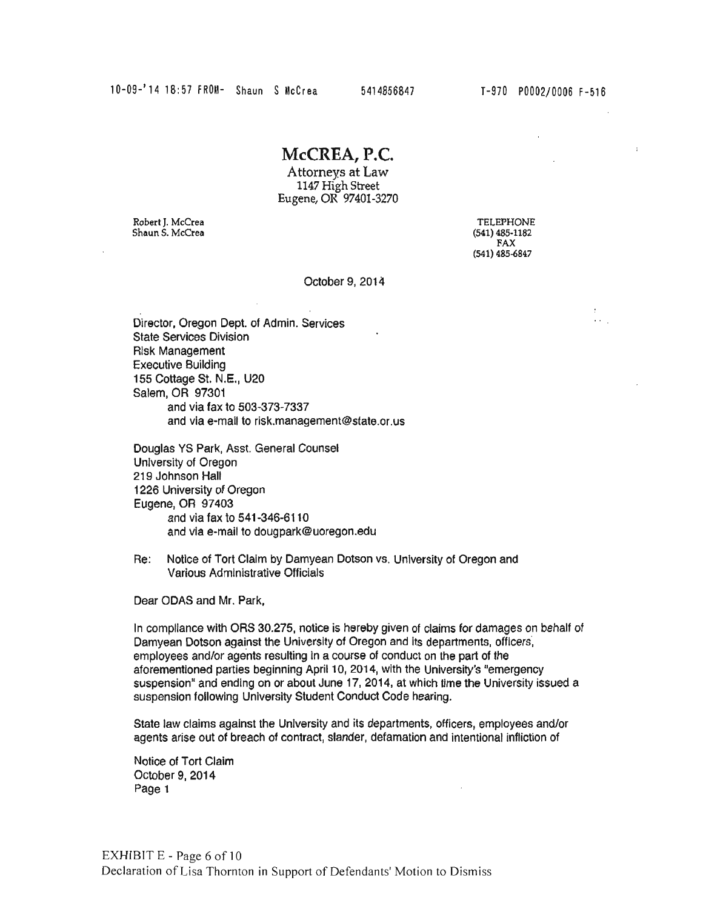# McCREA, P.C.

Attorneys at Law
1147 High Street
Eugene, OR 97401-3270

Robert J. McCrea
Shaun S. McCrea

TELEPHONE
(541) 485-1182
FAX
(541) 485-6847

October 9, 2014

Director, Oregon Dept. of Admin. Services
State Services Division
Risk Management
Executive Building
155 Cottage St. N.E., U20
Salem, OR 97301
and via fax to 503-373-7337
and via e-mail to risk.management@state.or.us

Douglas YS Park, Asst. General Counsel
University of Oregon
219 Johnson Hall
1226 University of Oregon
Eugene, OR 97403
and via fax to 541-346-6110
and via e-mail to dougpark@uoregon.edu

Re: Notice of Tort Claim by Damyean Dotson vs. University of Oregon and Various Administrative Officials

Dear ODAS and Mr. Park,

In compliance with ORS 30.275, notice is hereby given of claims for damages on behalf of Damyean Dotson against the University of Oregon and its departments, officers, employees and/or agents resulting in a course of conduct on the part of the aforementioned parties beginning April 10, 2014, with the University's "emergency suspension" and ending on or about June 17, 2014, at which time the University issued a suspension following University Student Conduct Code hearing.

State law claims against the University and its departments, officers, employees and/or agents arise out of breach of contract, slander, defamation and intentional infliction of

Notice of Tort Claim
October 9, 2014
Page 1

EXHIBIT E - Page 6 of 10
Declaration of Lisa Thornton in Support of Defendants' Motion to Dismiss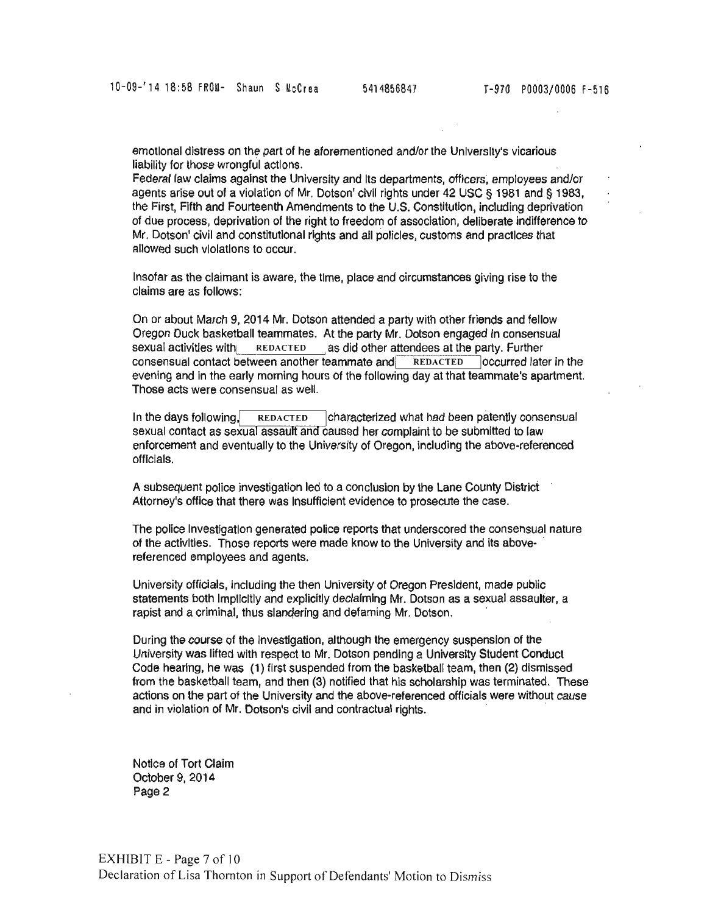emotional distress on the part of he aforementioned and/or the University's vicarious liability for those wrongful actions.

Federal law claims against the University and its departments, officers, employees and/or agents arise out of a violation of Mr. Dotson' civil rights under 42 USC § 1981 and § 1983, the First, Fifth and Fourteenth Amendments to the U.S. Constitution, including deprivation of due process, deprivation of the right to freedom of association, deliberate indifference to Mr. Dotson' civil and constitutional rights and all policies, customs and practices that allowed such violations to occur.

Insofar as the claimant is aware, the time, place and circumstances giving rise to the claims are as follows:

On or about March 9, 2014 Mr. Dotson attended a party with other friends and fellow Oregon Duck basketball teammates. At the party Mr. Dotson engaged in consensual sexual activities with REDACTED as did other attendees at the party. Further consensual contact between another teammate and REDACTED occurred later in the evening and in the early morning hours of the following day at that teammate's apartment. Those acts were consensual as well.

In the days following, REDACTED characterized what had been patently consensual sexual contact as sexual assault and caused her complaint to be submitted to law enforcement and eventually to the University of Oregon, including the above-referenced officials.

A subsequent police investigation led to a conclusion by the Lane County District Attorney's office that there was insufficient evidence to prosecute the case.

The police investigation generated police reports that underscored the consensual nature of the activities. Those reports were made know to the University and its above-referenced employees and agents.

University officials, including the then University of Oregon President, made public statements both implicitly and explicitly declaiming Mr. Dotson as a sexual assaulter, a rapist and a criminal, thus slandering and defaming Mr. Dotson.

During the course of the investigation, although the emergency suspension of the University was lifted with respect to Mr. Dotson pending a University Student Conduct Code hearing, he was (1) first suspended from the basketball team, then (2) dismissed from the basketball team, and then (3) notified that his scholarship was terminated. These actions on the part of the University and the above-referenced officials were without cause and in violation of Mr. Dotson's civil and contractual rights.

Notice of Tort Claim
October 9, 2014
Page 2

EXHIBIT E - Page 7 of 10
Declaration of Lisa Thornton in Support of Defendants' Motion to Dismiss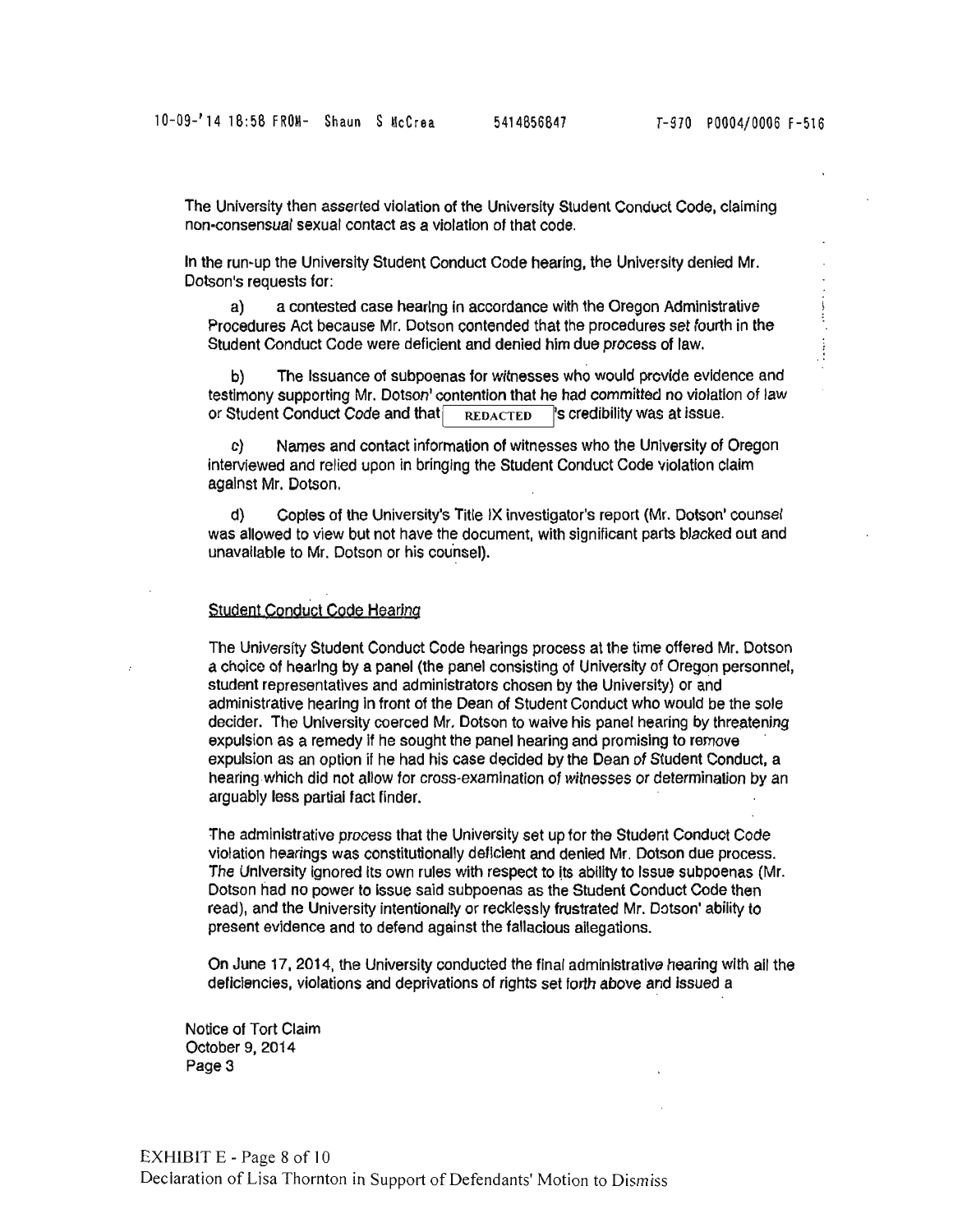The University then asserted violation of the University Student Conduct Code, claiming non-consensual sexual contact as a violation of that code.

In the run-up the University Student Conduct Code hearing, the University denied Mr. Dotson's requests for:

a) a contested case hearing in accordance with the Oregon Administrative Procedures Act because Mr. Dotson contended that the procedures set fourth in the Student Conduct Code were deficient and denied him due process of law.

b) The issuance of subpoenas for witnesses who would provide evidence and testimony supporting Mr. Dotson' contention that he had committed no violation of law or Student Conduct Code and that REDACTED 's credibility was at issue.

c) Names and contact information of witnesses who the University of Oregon interviewed and relied upon in bringing the Student Conduct Code violation claim against Mr. Dotson.

d) Copies of the University's Title IX investigator's report (Mr. Dotson' counsel was allowed to view but not have the document, with significant parts blacked out and unavailable to Mr. Dotson or his counsel).

Student Conduct Code Hearing

The University Student Conduct Code hearings process at the time offered Mr. Dotson a choice of hearing by a panel (the panel consisting of University of Oregon personnel, student representatives and administrators chosen by the University) or and administrative hearing in front of the Dean of Student Conduct who would be the sole decider. The University coerced Mr. Dotson to waive his panel hearing by threatening expulsion as a remedy if he sought the panel hearing and promising to remove expulsion as an option if he had his case decided by the Dean of Student Conduct, a hearing which did not allow for cross-examination of witnesses or determination by an arguably less partial fact finder.

The administrative process that the University set up for the Student Conduct Code violation hearings was constitutionally deficient and denied Mr. Dotson due process. The University ignored its own rules with respect to its ability to issue subpoenas (Mr. Dotson had no power to issue said subpoenas as the Student Conduct Code then read), and the University intentionally or recklessly frustrated Mr. Dotson' ability to present evidence and to defend against the fallacious allegations.

On June 17, 2014, the University conducted the final administrative hearing with all the deficiencies, violations and deprivations of rights set forth above and issued a

Notice of Tort Claim
October 9, 2014
Page 3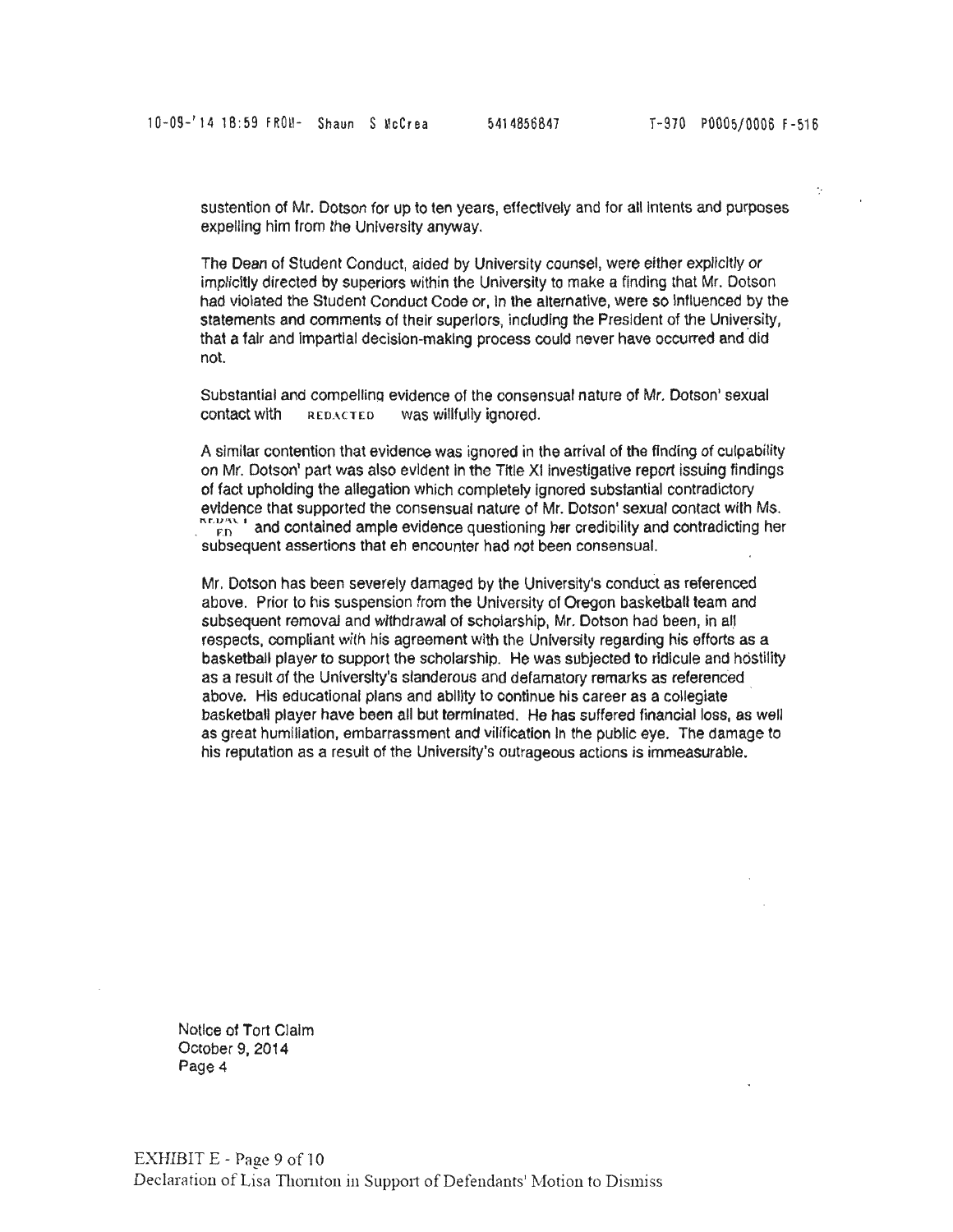sustention of Mr. Dotson for up to ten years, effectively and for all intents and purposes expelling him from the University anyway.

The Dean of Student Conduct, aided by University counsel, were either explicitly or implicitly directed by superiors within the University to make a finding that Mr. Dotson had violated the Student Conduct Code or, in the alternative, were so influenced by the statements and comments of their superiors, including the President of the University, that a fair and impartial decision-making process could never have occurred and did not.

Substantial and compelling evidence of the consensual nature of Mr. Dotson' sexual contact with REDACTED was willfully ignored.

A similar contention that evidence was ignored in the arrival of the finding of culpability on Mr. Dotson' part was also evident in the Title XI investigative report issuing findings of fact upholding the allegation which completely ignored substantial contradictory evidence that supported the consensual nature of Mr. Dotson' sexual contact with Ms. REDACTED and contained ample evidence questioning her credibility and contradicting her subsequent assertions that eh encounter had not been consensual.

Mr. Dotson has been severely damaged by the University's conduct as referenced above. Prior to his suspension from the University of Oregon basketball team and subsequent removal and withdrawal of scholarship, Mr. Dotson had been, in all respects, compliant with his agreement with the University regarding his efforts as a basketball player to support the scholarship. He was subjected to ridicule and hostility as a result of the University's slanderous and defamatory remarks as referenced above. His educational plans and ability to continue his career as a collegiate basketball player have been all but terminated. He has suffered financial loss, as well as great humiliation, embarrassment and vilification in the public eye. The damage to his reputation as a result of the University's outrageous actions is immeasurable.

Notice of Tort Claim
October 9, 2014
Page 4

EXHIBIT E - Page 9 of 10
Declaration of Lisa Thornton in Support of Defendants' Motion to Dismiss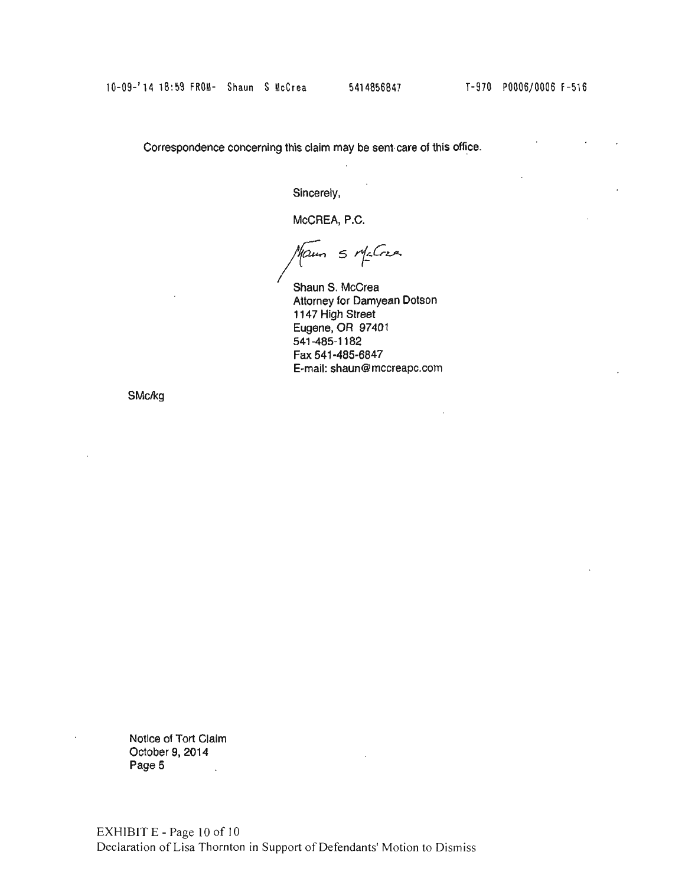Correspondence concerning this claim may be sent care of this office.

Sincerely,

McCREA, P.C.

Shaun S. McCrea
Attorney for Damyean Dotson
1147 High Street
Eugene, OR 97401
541-485-1182
Fax 541-485-6847
E-mail: shaun@mccreapc.com

SMc/kg

Notice of Tort Claim
October 9, 2014
Page 5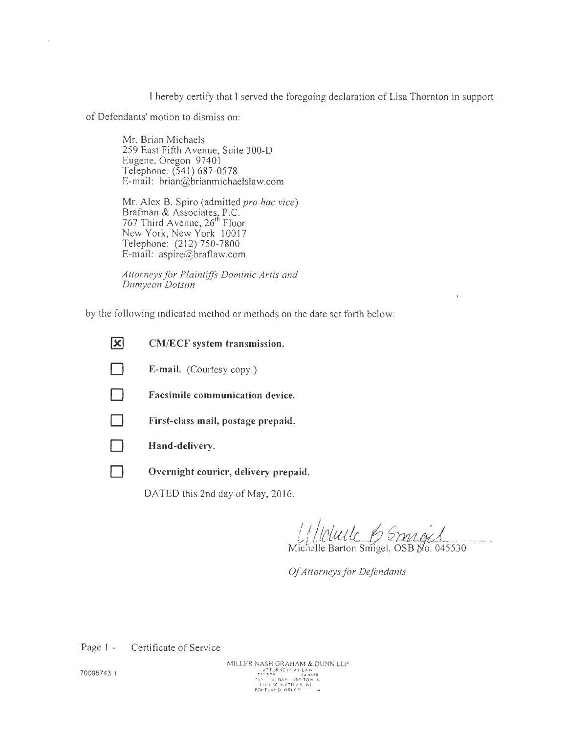I hereby certify that I served the foregoing declaration of Lisa Thornton in support of Defendants' motion to dismiss on:

Mr. Brian Michaels
259 East Fifth Avenue, Suite 300-D
Eugene, Oregon 97401
Telephone: (541) 687-0578
E-mail: brian@brianmichaelslaw.com

Mr. Alex B. Spiro (admitted *pro hac vice*)
Brafman & Associates, P.C.
767 Third Avenue, 26th Floor
New York, New York 10017
Telephone: (212) 750-7800
E-mail: aspire@braflaw.com

*Attorneys for Plaintiffs Dominic Artis and Damyean Dotson*

by the following indicated method or methods on the date set forth below:

- [x] **CM/ECF system transmission.**
- [ ] **E-mail.** (Courtesy copy.)
- [ ] **Facsimile communication device.**
- [ ] **First-class mail, postage prepaid.**
- [ ] **Hand-delivery.**
- [ ] **Overnight courier, delivery prepaid.**

DATED this 2nd day of May, 2016.

Michelle Barton Smigel, OSB No. 045530

*Of Attorneys for Defendants*

Page 1 - Certificate of Service

70095743 1

MILLER NASH GRAHAM & DUNN LLP
ATTORNEYS AT LAW